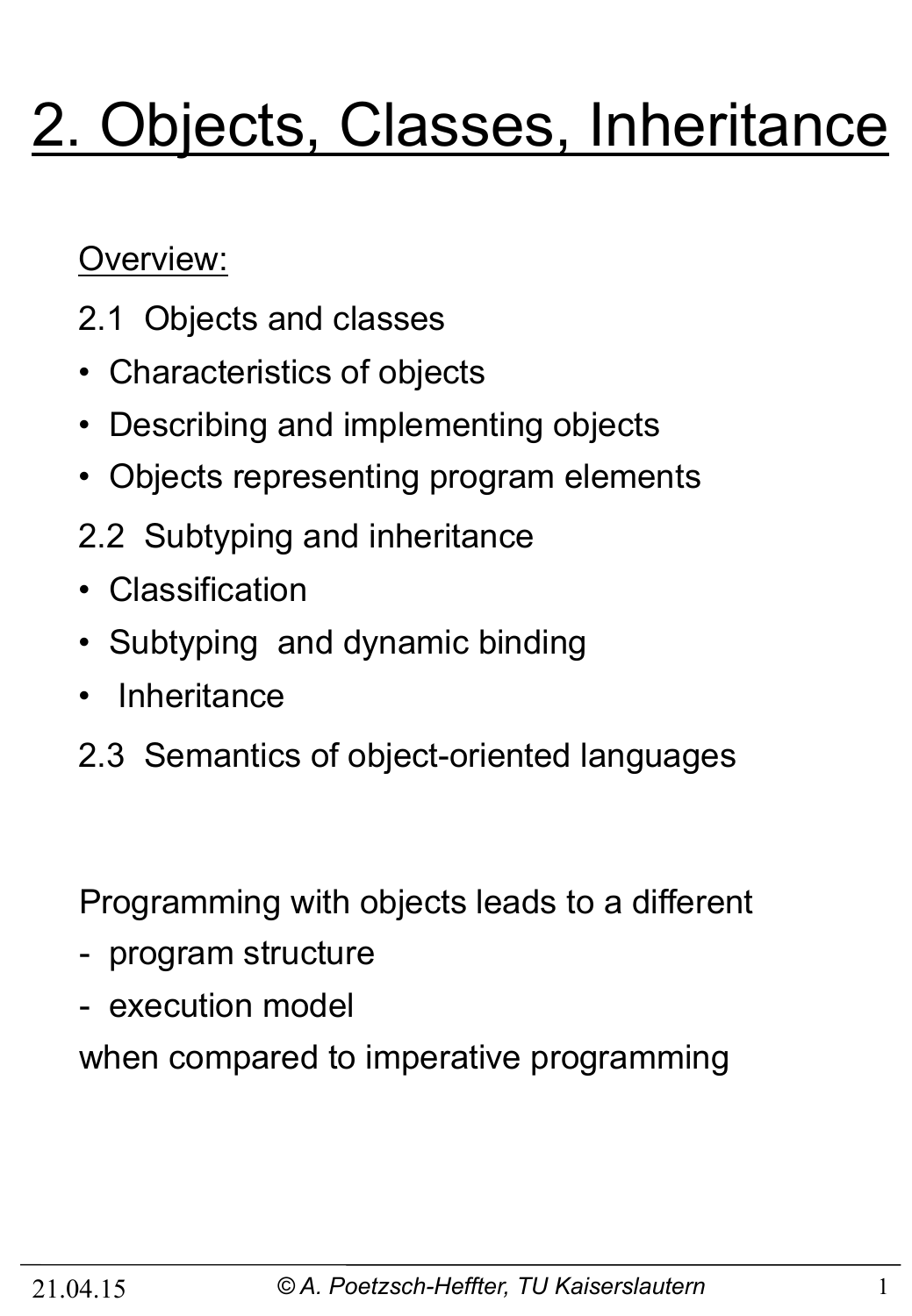# 2. Objects, Classes, Inheritance

Overview:

2.1 Objects and classes

- Characteristics of objects
- Describing and implementing objects
- Objects representing program elements

2.2 Subtyping and inheritance

- Classification
- Subtyping and dynamic binding
- Inheritance

2.3 Semantics of object-oriented languages

Programming with objects leads to a different

- program structure
- execution model

when compared to imperative programming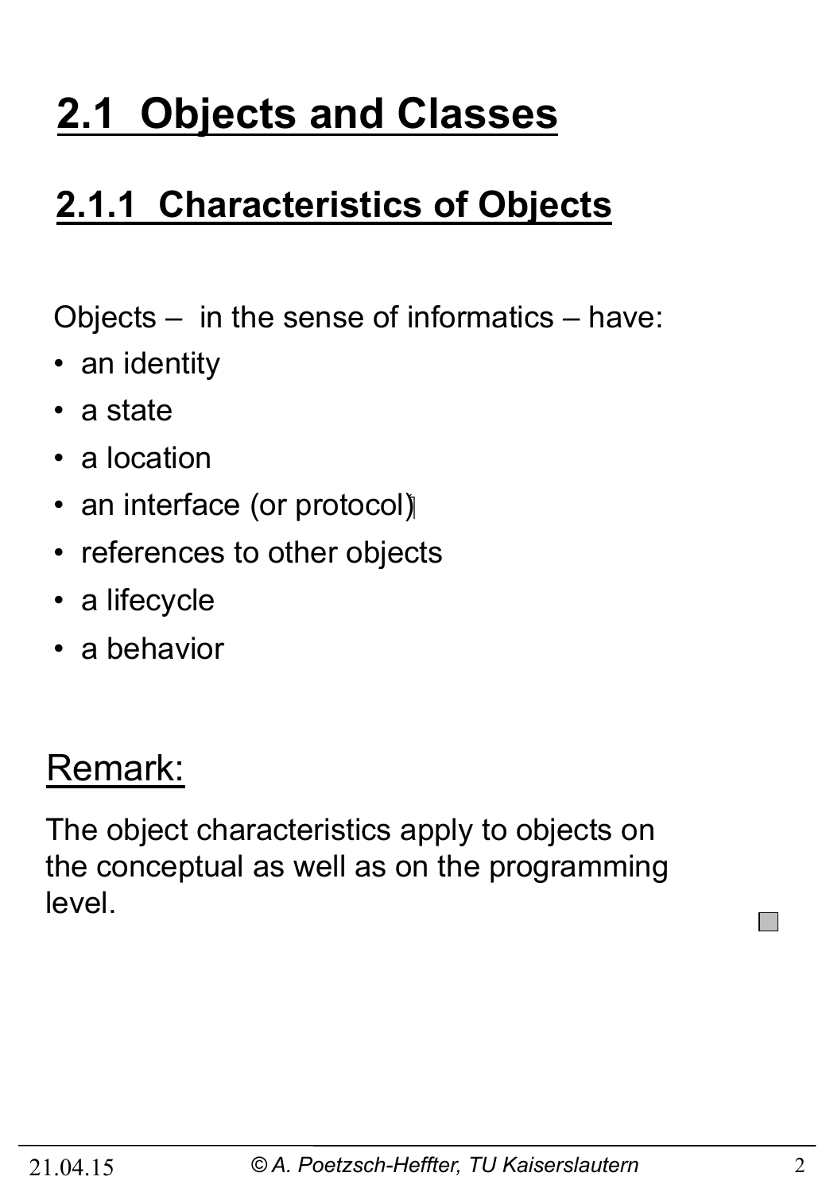# 2.1 Objects and Classes

## 2.1.1 Characteristics of Objects

Objects – in the sense of informatics – have:

- an identity
- a state
- a location
- an interface (or protocol)
- references to other objects
- a lifecycle
- a behavior

### Remark:

The object characteristics apply to objects on the conceptual as well as on the programming level.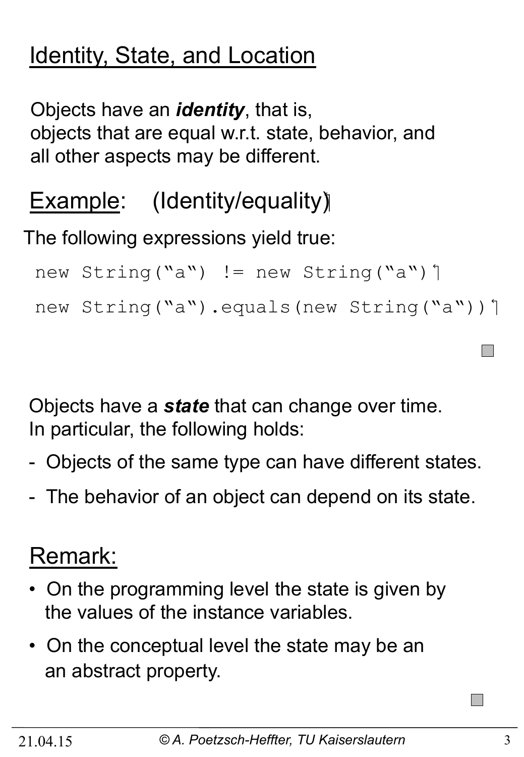# Identity, State, and Location

Objects have an ***identity***, that is, objects that are equal w.r.t. state, behavior, and all other aspects may be different.

Example: (Identity/equality)

The following expressions yield true:

```
new String("a") != new String("a")
new String("a").equals(new String("a"))
```

Objects have a ***state*** that can change over time. In particular, the following holds:

- Objects of the same type can have different states.
- The behavior of an object can depend on its state.

Remark:

- On the programming level the state is given by the values of the instance variables.
- On the conceptual level the state may be an an abstract property.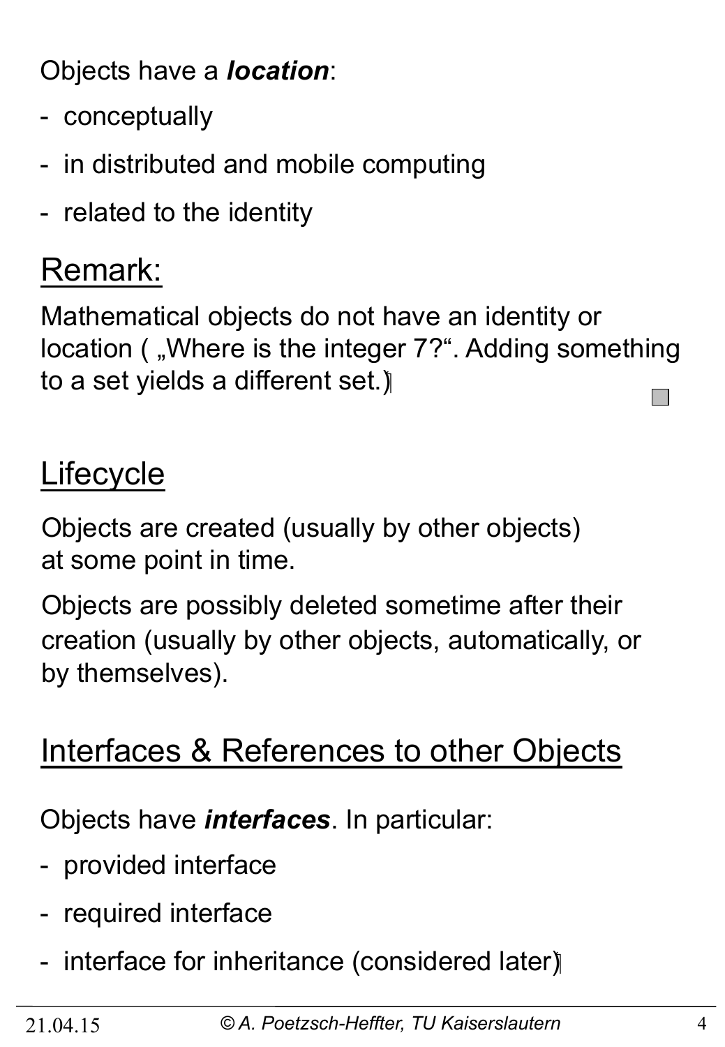Objects have a ***location***:

- conceptually
- in distributed and mobile computing
- related to the identity

## Remark:

Mathematical objects do not have an identity or location ( „Where is the integer 7?“. Adding something to a set yields a different set.)

## Lifecycle

Objects are created (usually by other objects) at some point in time.

Objects are possibly deleted sometime after their creation (usually by other objects, automatically, or by themselves).

## Interfaces & References to other Objects

Objects have ***interfaces***. In particular:

- provided interface
- required interface
- interface for inheritance (considered later)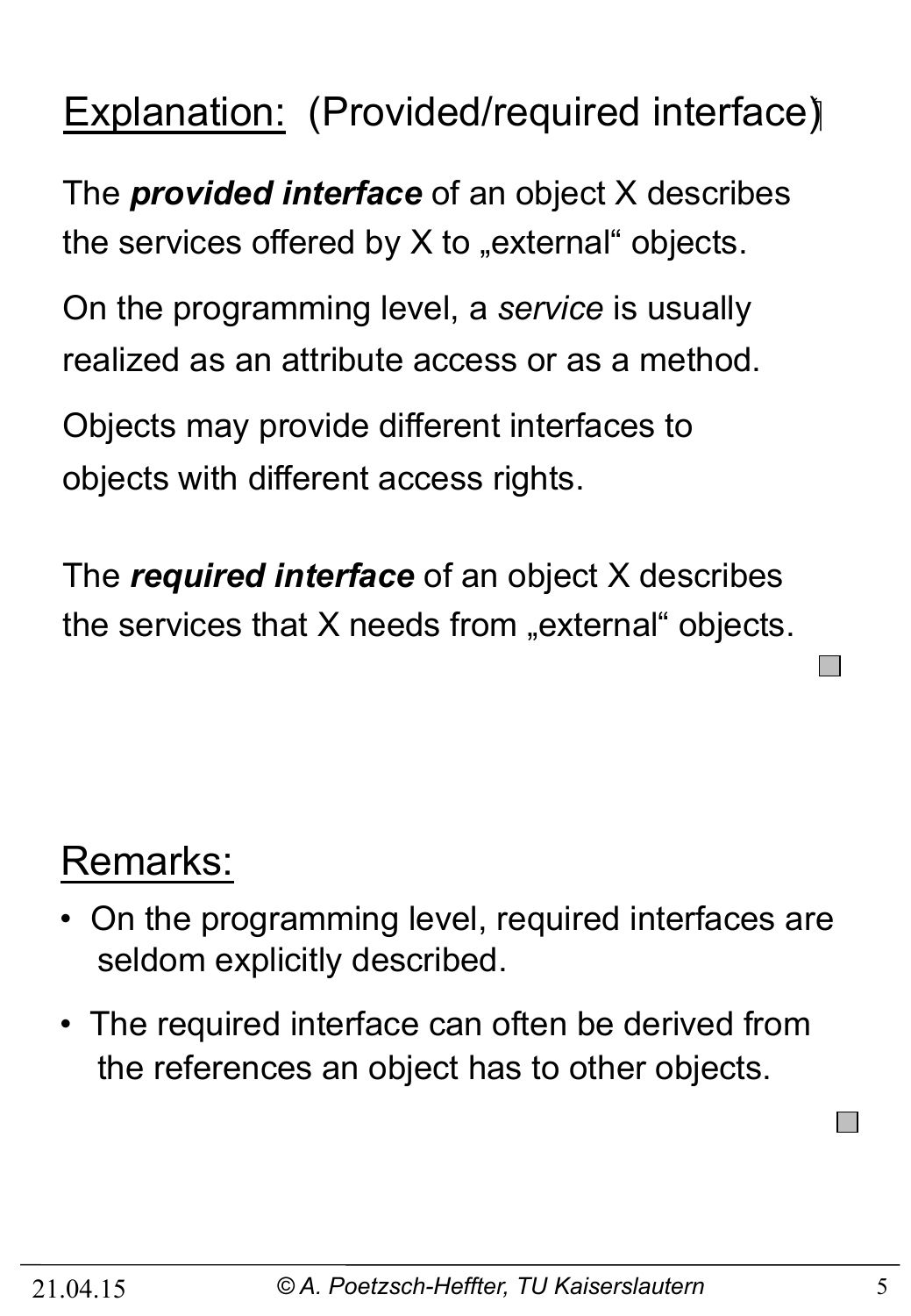## Explanation: (Provided/required interface)

The ***provided interface*** of an object X describes the services offered by X to „external“ objects.

On the programming level, a *service* is usually realized as an attribute access or as a method.

Objects may provide different interfaces to objects with different access rights.

The ***required interface*** of an object X describes the services that X needs from „external“ objects.

## Remarks:

- On the programming level, required interfaces are seldom explicitly described.
- The required interface can often be derived from the references an object has to other objects.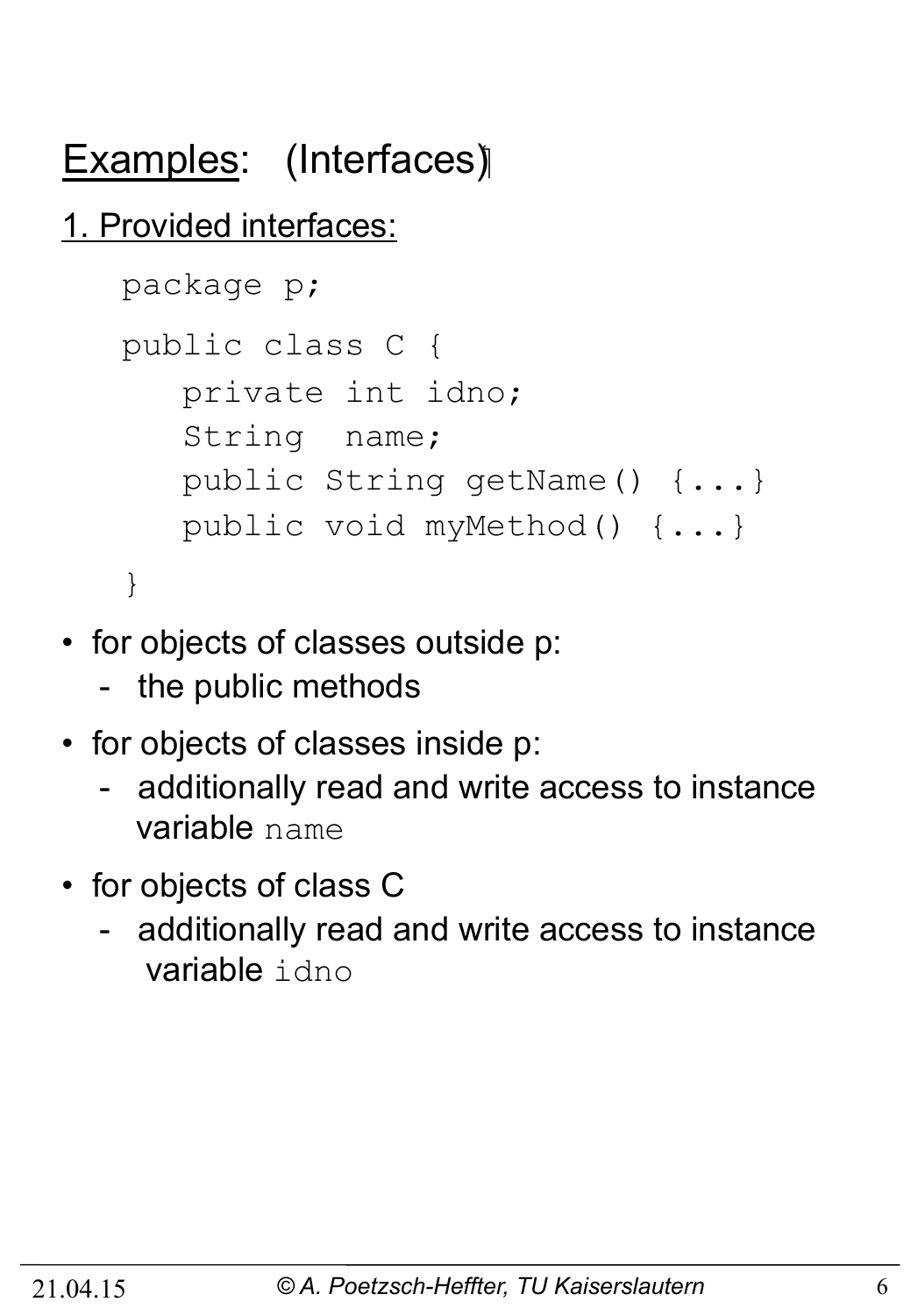# Examples: (Interfaces)

## 1. Provided interfaces:

```
package p;

public class C {
   private int idno;
   String  name;
   public String getName() {...}
   public void myMethod() {...}
}
```

- for objects of classes outside p:
  - the public methods
- for objects of classes inside p:
  - additionally read and write access to instance variable `name`
- for objects of class C
  - additionally read and write access to instance variable `idno`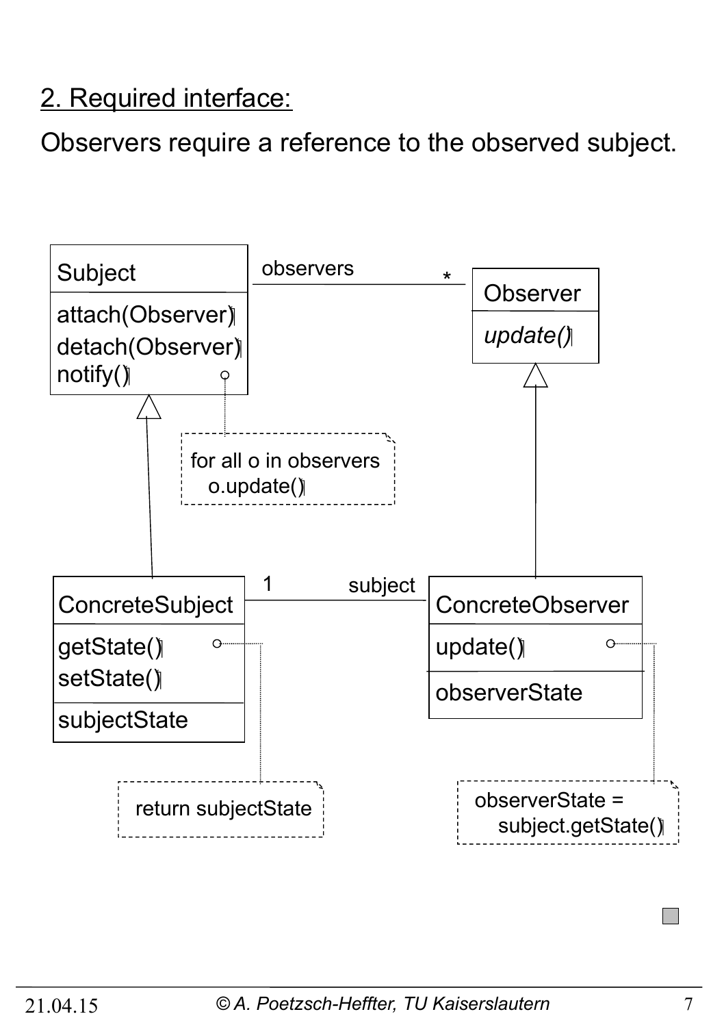2. Required interface:

Observers require a reference to the observed subject.

Subject
attach(Observer)
detach(Observer)
notify()

observers *

Observer
*update()*

for all o in observers
  o.update()

ConcreteSubject
getState()
setState()
subjectState

1 subject

ConcreteObserver
update()
observerState

return subjectState

observerState =
  subject.getState()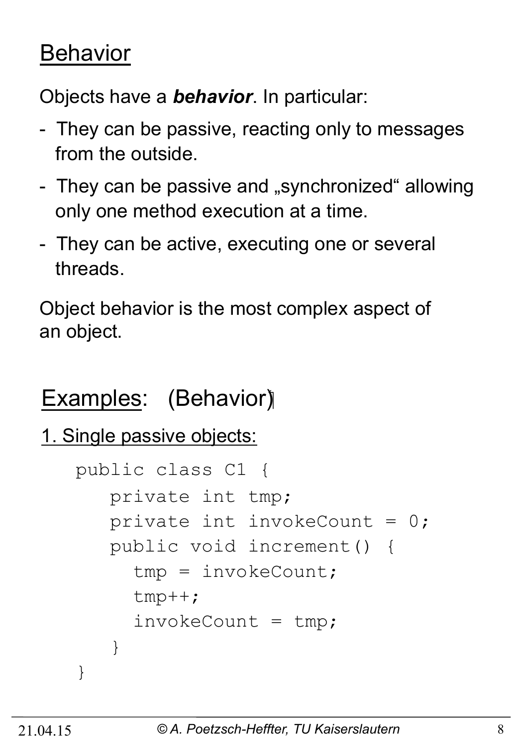# Behavior

Objects have a ***behavior***. In particular:

- They can be passive, reacting only to messages from the outside.
- They can be passive and „synchronized“ allowing only one method execution at a time.
- They can be active, executing one or several threads.

Object behavior is the most complex aspect of an object.

## Examples: (Behavior)

### 1. Single passive objects:

```
public class C1 {
   private int tmp;
   private int invokeCount = 0;
   public void increment() {
     tmp = invokeCount;
     tmp++;
     invokeCount = tmp;
   }
}
```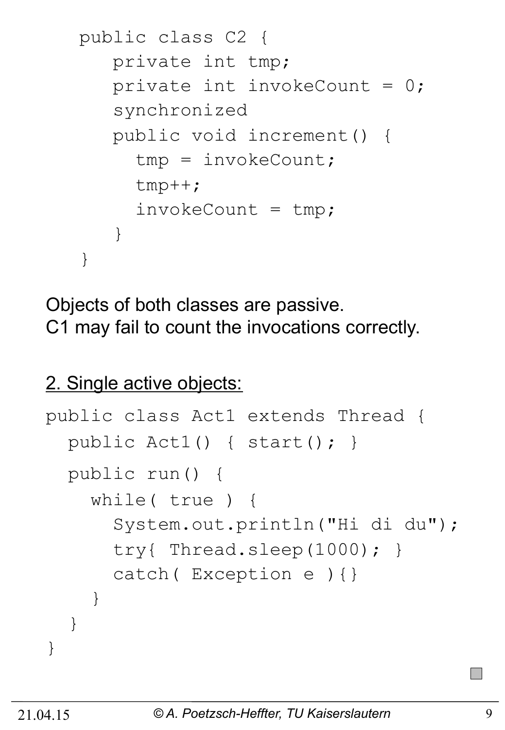```
public class C2 {
   private int tmp;
   private int invokeCount = 0;
   synchronized
   public void increment() {
     tmp = invokeCount;
     tmp++;
     invokeCount = tmp;
   }
}
```

Objects of both classes are passive.
C1 may fail to count the invocations correctly.

2. Single active objects:

```
public class Act1 extends Thread {
  public Act1() { start(); }
  public run() {
    while( true ) {
      System.out.println("Hi di du");
      try{ Thread.sleep(1000); }
      catch( Exception e ){}
    }
  }
}
```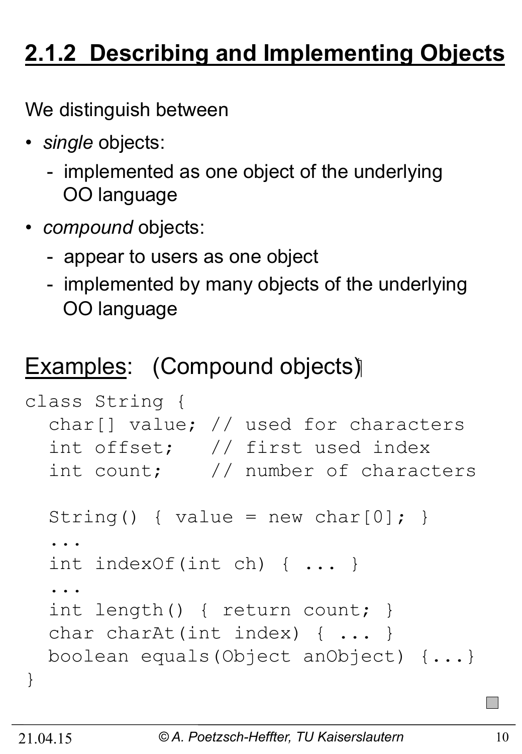## 2.1.2 Describing and Implementing Objects

We distinguish between

- *single* objects:
  - implemented as one object of the underlying OO language
- *compound* objects:
  - appear to users as one object
  - implemented by many objects of the underlying OO language

Examples: (Compound objects)

```
class String {
  char[] value; // used for characters
  int offset;   // first used index
  int count;    // number of characters

  String() { value = new char[0]; }
  ...
  int indexOf(int ch) { ... }
  ...
  int length() { return count; }
  char charAt(int index) { ... }
  boolean equals(Object anObject) {...}
}
```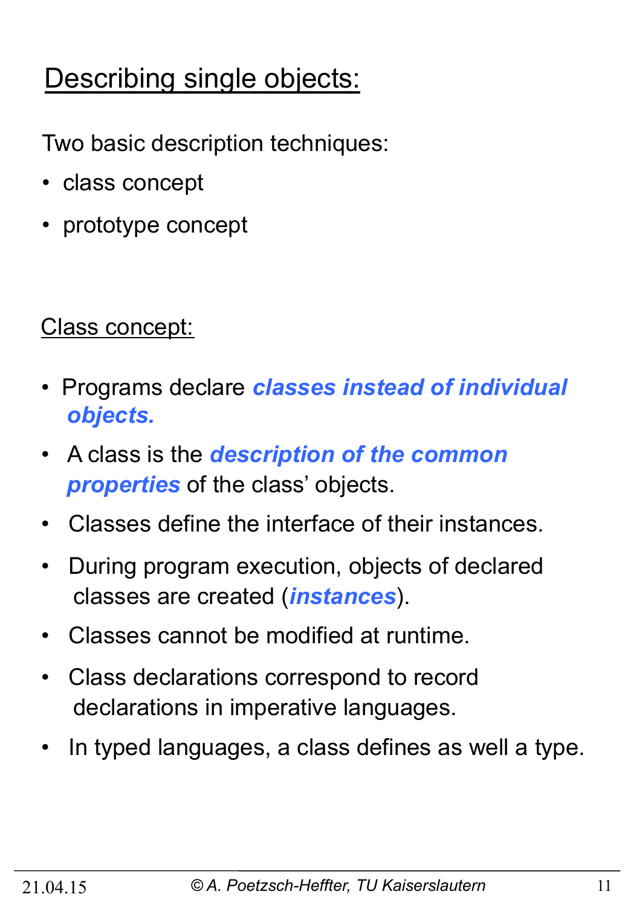## Describing single objects:

Two basic description techniques:

- class concept
- prototype concept

### Class concept:

- Programs declare ***classes instead of individual objects.***
- A class is the ***description of the common properties*** of the class' objects.
- Classes define the interface of their instances.
- During program execution, objects of declared classes are created (***instances***).
- Classes cannot be modified at runtime.
- Class declarations correspond to record declarations in imperative languages.
- In typed languages, a class defines as well a type.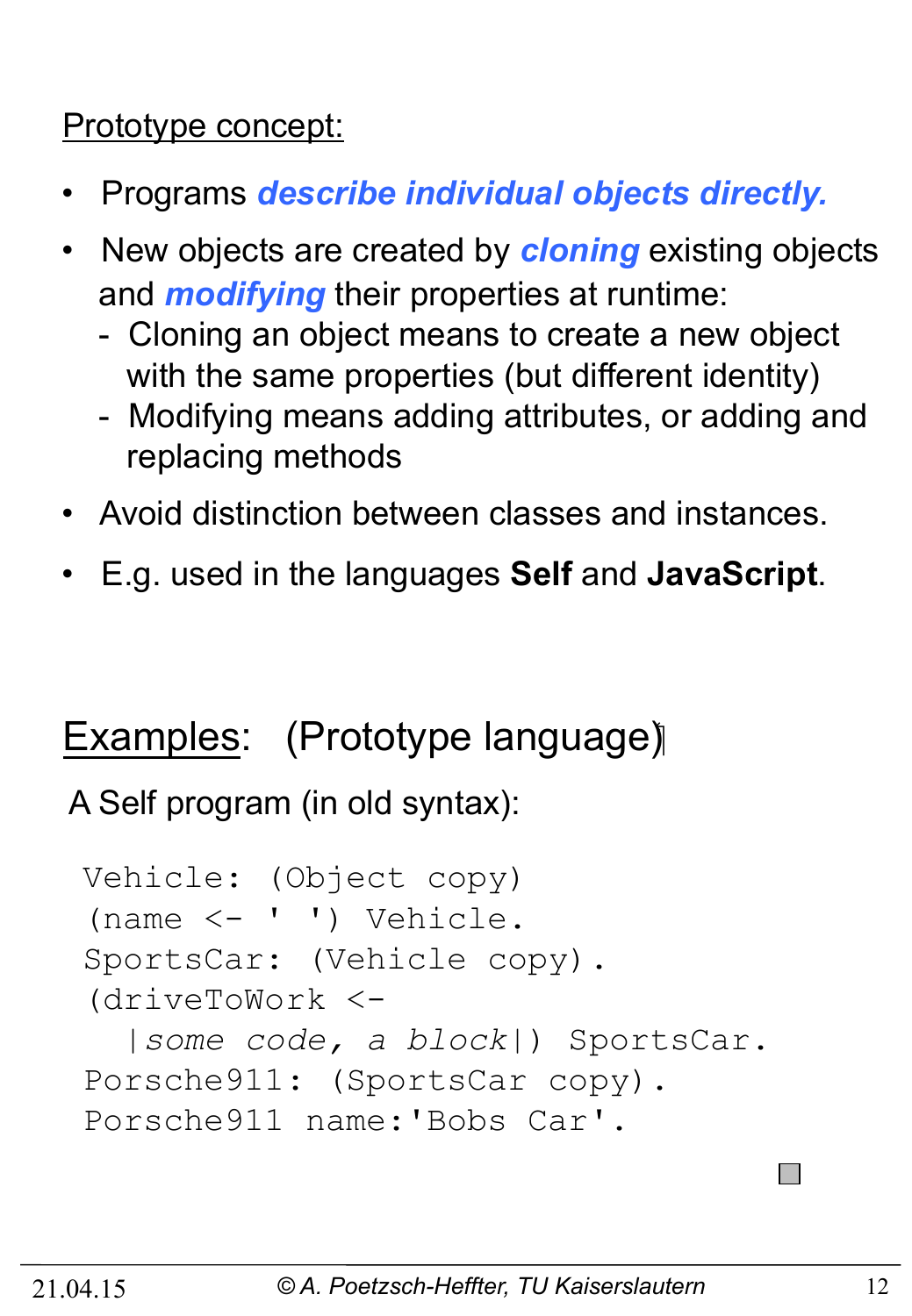Prototype concept:

- Programs ***describe individual objects directly.***
- New objects are created by ***cloning*** existing objects and ***modifying*** their properties at runtime:
  - Cloning an object means to create a new object with the same properties (but different identity)
  - Modifying means adding attributes, or adding and replacing methods
- Avoid distinction between classes and instances.
- E.g. used in the languages **Self** and **JavaScript**.

Examples: (Prototype language)

A Self program (in old syntax):

```
Vehicle: (Object copy)
(name <- ' ') Vehicle.
SportsCar: (Vehicle copy).
(driveToWork <-
  |some code, a block|) SportsCar.
Porsche911: (SportsCar copy).
Porsche911 name:'Bobs Car'.
```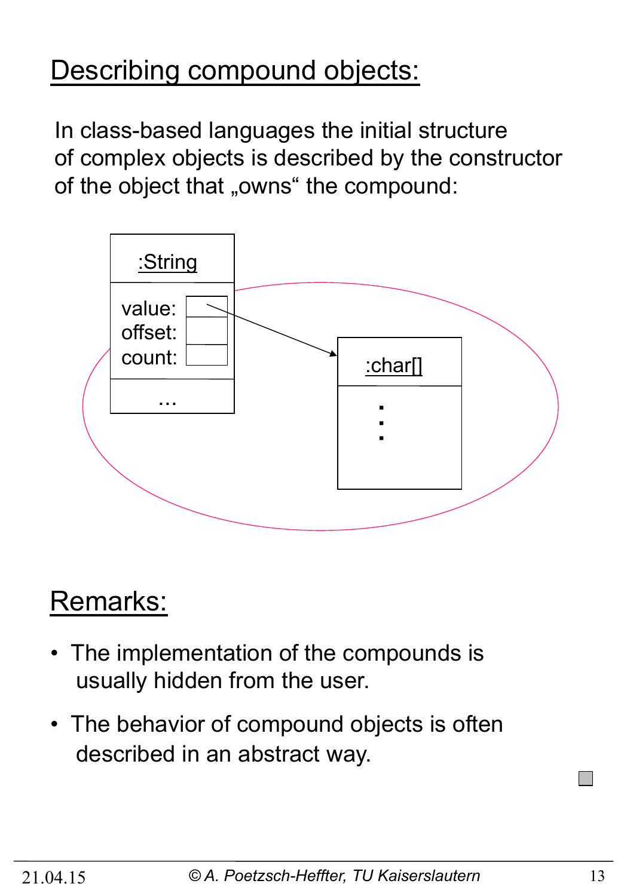## Describing compound objects:

In class-based languages the initial structure of complex objects is described by the constructor of the object that „owns" the compound:

:String

value:
offset:
count:

...

:char[]

## Remarks:

- The implementation of the compounds is usually hidden from the user.
- The behavior of compound objects is often described in an abstract way.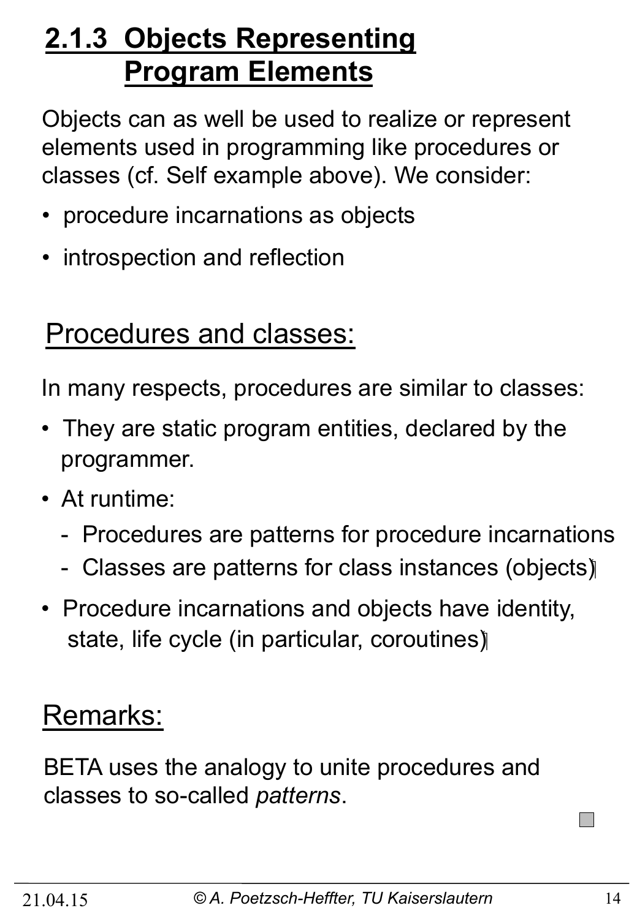## 2.1.3 Objects Representing Program Elements

Objects can as well be used to realize or represent elements used in programming like procedures or classes (cf. Self example above). We consider:

- procedure incarnations as objects
- introspection and reflection

### Procedures and classes:

In many respects, procedures are similar to classes:

- They are static program entities, declared by the programmer.
- At runtime:
  - Procedures are patterns for procedure incarnations
  - Classes are patterns for class instances (objects)
- Procedure incarnations and objects have identity, state, life cycle (in particular, coroutines)

### Remarks:

BETA uses the analogy to unite procedures and classes to so-called *patterns*.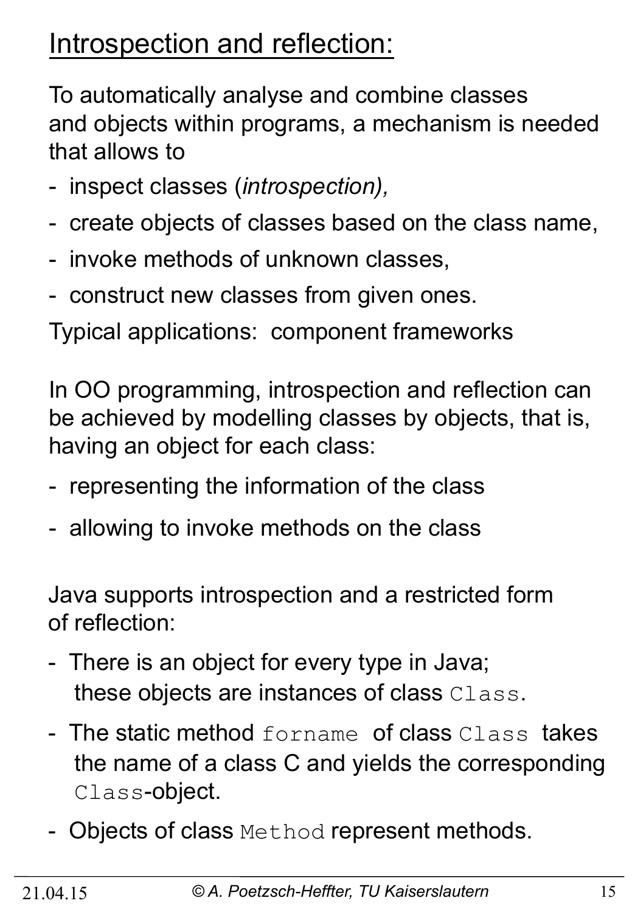# Introspection and reflection:

To automatically analyse and combine classes and objects within programs, a mechanism is needed that allows to

- inspect classes (*introspection),*
- create objects of classes based on the class name,
- invoke methods of unknown classes,
- construct new classes from given ones.

Typical applications: component frameworks

In OO programming, introspection and reflection can be achieved by modelling classes by objects, that is, having an object for each class:

- representing the information of the class
- allowing to invoke methods on the class

Java supports introspection and a restricted form of reflection:

- There is an object for every type in Java; these objects are instances of class `Class`.
- The static method `forname` of class `Class` takes the name of a class C and yields the corresponding `Class`-object.
- Objects of class `Method` represent methods.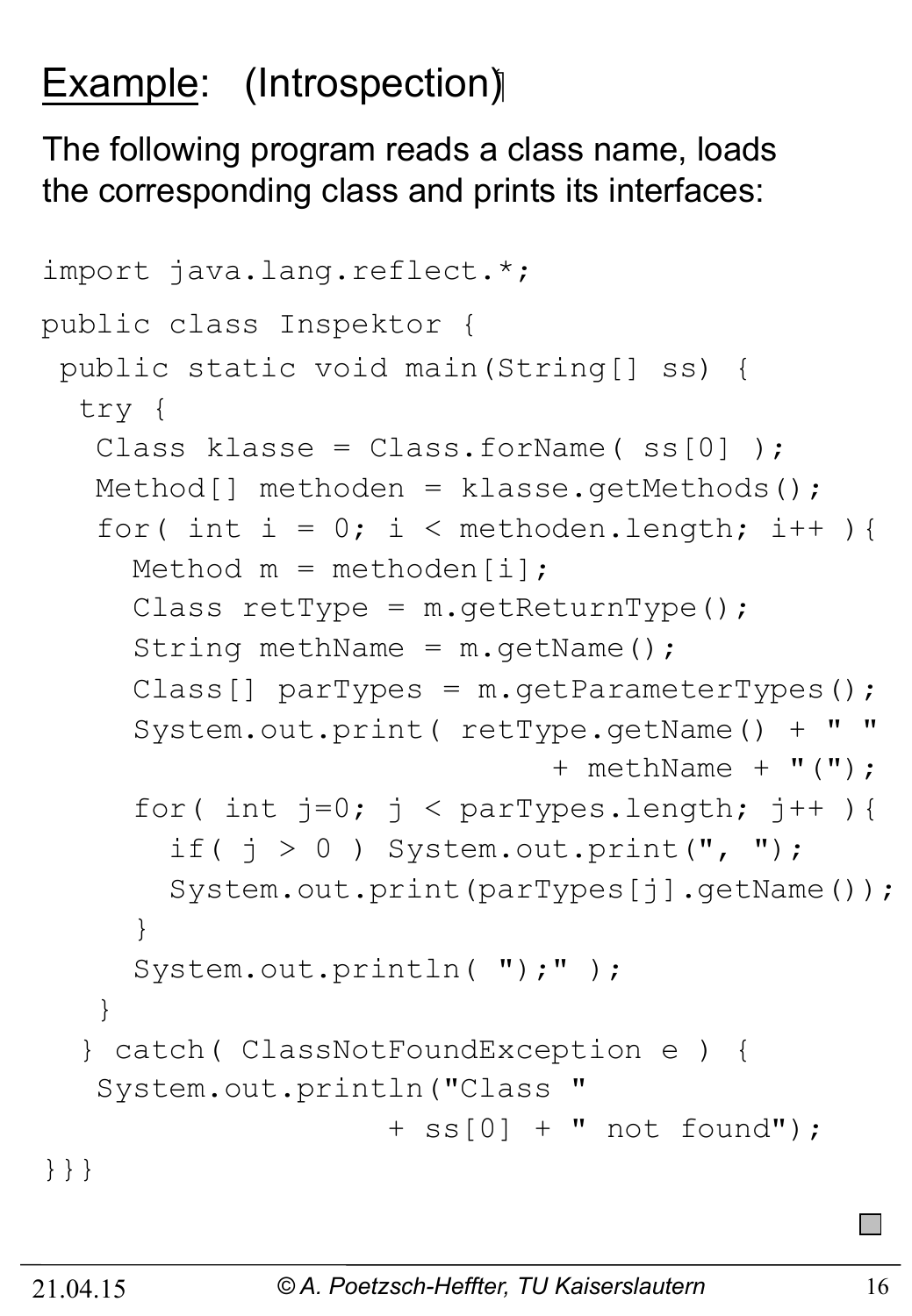## Example: (Introspection)

The following program reads a class name, loads the corresponding class and prints its interfaces:

```
import java.lang.reflect.*;

public class Inspektor {
 public static void main(String[] ss) {
  try {
   Class klasse = Class.forName( ss[0] );
   Method[] methoden = klasse.getMethods();
   for( int i = 0; i < methoden.length; i++ ){
     Method m = methoden[i];
     Class retType = m.getReturnType();
     String methName = m.getName();
     Class[] parTypes = m.getParameterTypes();
     System.out.print( retType.getName() + " "
                            + methName + "(");
     for( int j=0; j < parTypes.length; j++ ){
       if( j > 0 ) System.out.print(", ");
       System.out.print(parTypes[j].getName());
     }
     System.out.println( ");" );
   }
  } catch( ClassNotFoundException e ) {
   System.out.println("Class "
                + ss[0] + " not found");
}}}
```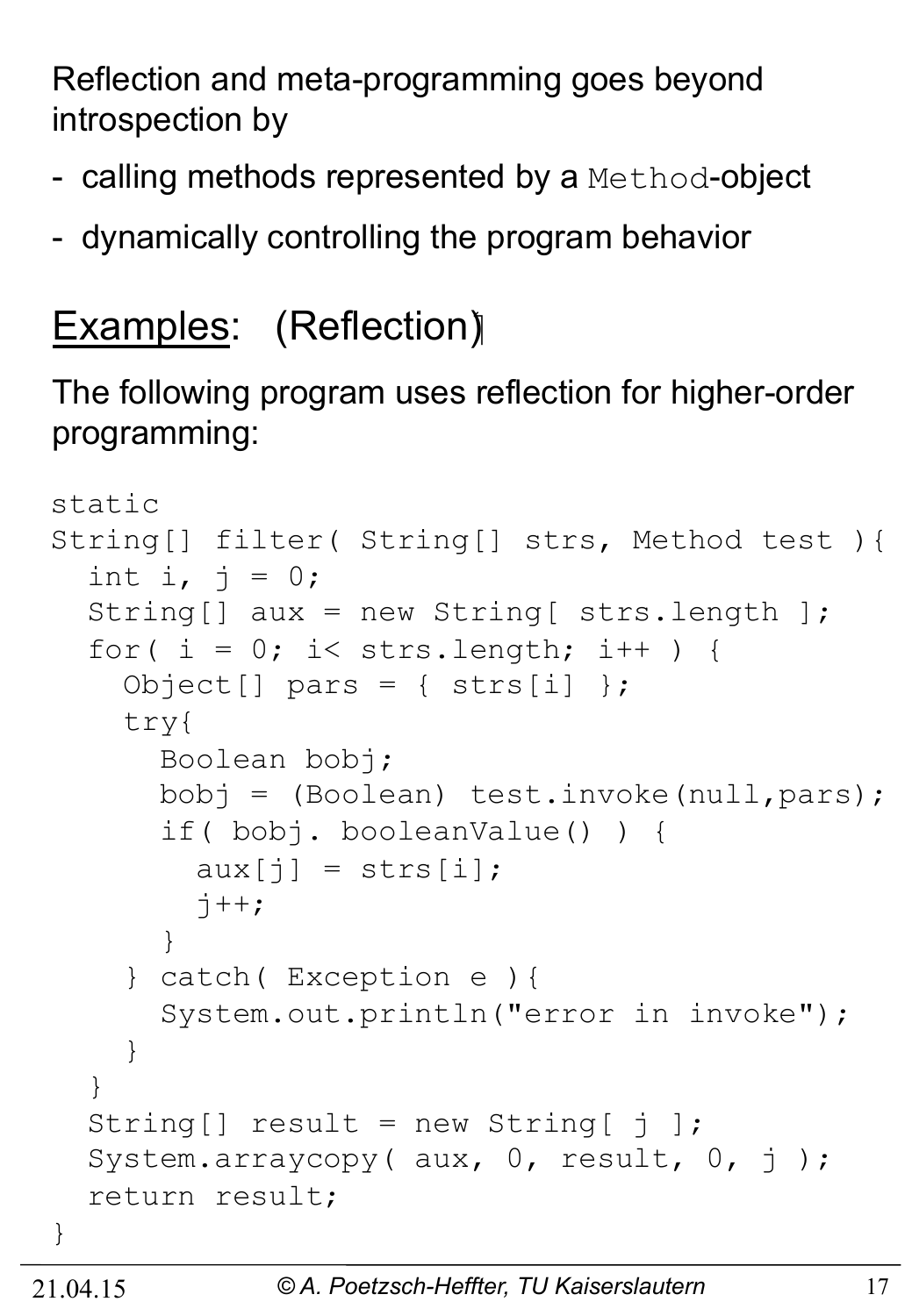Reflection and meta-programming goes beyond introspection by

- calling methods represented by a `Method`-object
- dynamically controlling the program behavior

## Examples: (Reflection)

The following program uses reflection for higher-order programming:

```
static
String[] filter( String[] strs, Method test ){
  int i, j = 0;
  String[] aux = new String[ strs.length ];
  for( i = 0; i< strs.length; i++ ) {
    Object[] pars = { strs[i] };
    try{
      Boolean bobj;
      bobj = (Boolean) test.invoke(null,pars);
      if( bobj. booleanValue() ) {
        aux[j] = strs[i];
        j++;
      }
    } catch( Exception e ){
      System.out.println("error in invoke");
    }
  }
  String[] result = new String[ j ];
  System.arraycopy( aux, 0, result, 0, j );
  return result;
}
```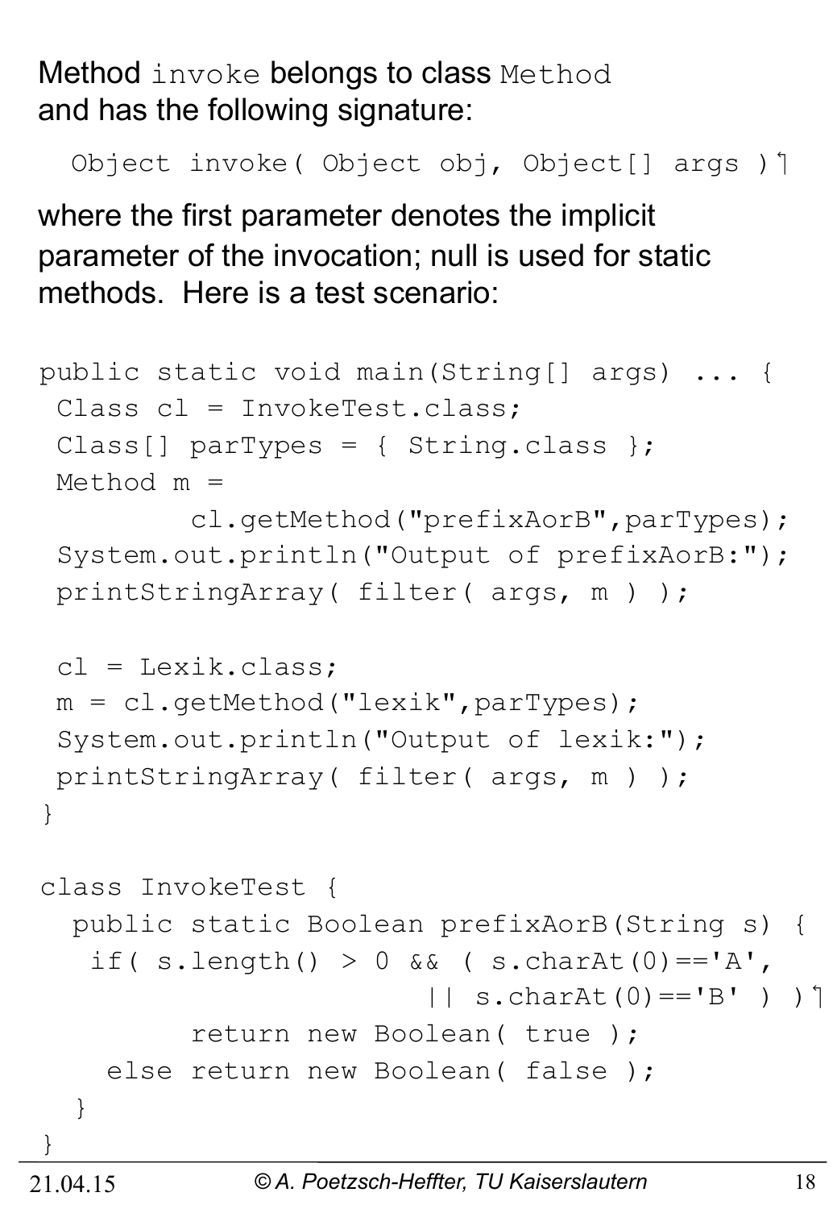Method `invoke` belongs to class `Method` and has the following signature:

```
Object invoke( Object obj, Object[] args )
```

where the first parameter denotes the implicit parameter of the invocation; null is used for static methods. Here is a test scenario:

```
public static void main(String[] args) ... {
  Class cl = InvokeTest.class;
  Class[] parTypes = { String.class };
  Method m =
          cl.getMethod("prefixAorB",parTypes);
  System.out.println("Output of prefixAorB:");
  printStringArray( filter( args, m ) );

  cl = Lexik.class;
  m = cl.getMethod("lexik",parTypes);
  System.out.println("Output of lexik:");
  printStringArray( filter( args, m ) );
}

class InvokeTest {
  public static Boolean prefixAorB(String s) {
    if( s.length() > 0 && ( s.charAt(0)=='A',
                         || s.charAt(0)=='B' ) )
          return new Boolean( true );
     else return new Boolean( false );
  }
}
```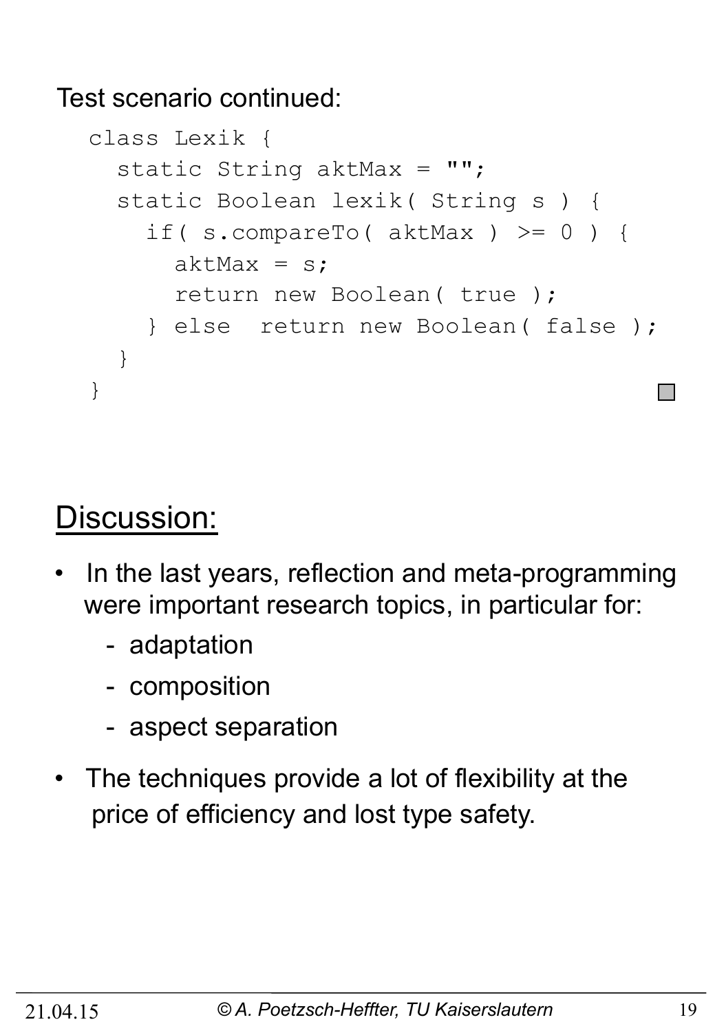Test scenario continued:

```
class Lexik {
  static String aktMax = "";
  static Boolean lexik( String s ) {
    if( s.compareTo( aktMax ) >= 0 ) {
      aktMax = s;
      return new Boolean( true );
    } else  return new Boolean( false );
  }
}
```

## Discussion:

- In the last years, reflection and meta-programming were important research topics, in particular for:
  - adaptation
  - composition
  - aspect separation
- The techniques provide a lot of flexibility at the price of efficiency and lost type safety.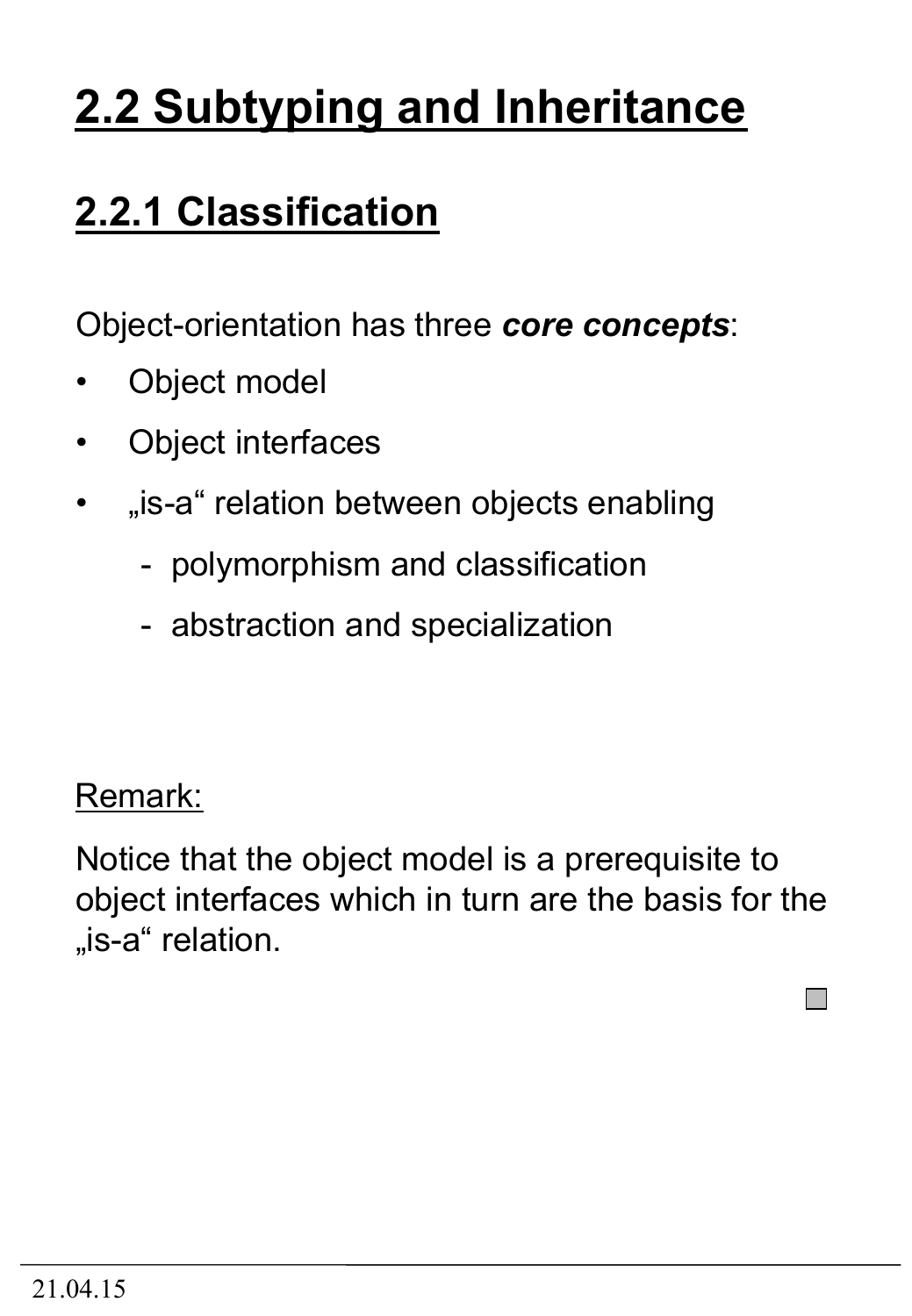# 2.2 Subtyping and Inheritance

## 2.2.1 Classification

Object-orientation has three ***core concepts***:

- Object model
- Object interfaces
- „is-a“ relation between objects enabling
  - polymorphism and classification
  - abstraction and specialization

Remark:

Notice that the object model is a prerequisite to object interfaces which in turn are the basis for the „is-a“ relation.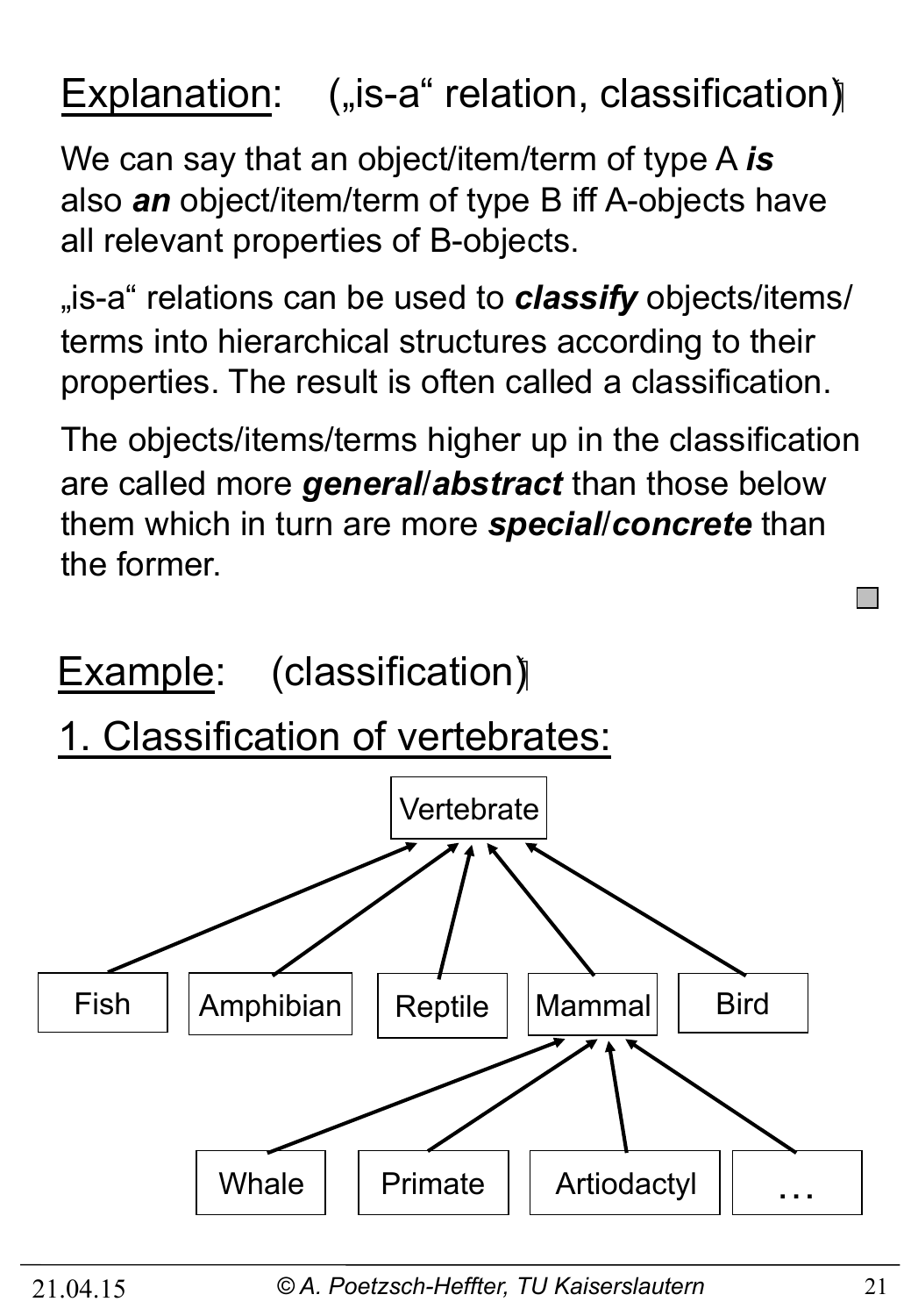Explanation: („is-a" relation, classification)

We can say that an object/item/term of type A ***is*** also ***an*** object/item/term of type B iff A-objects have all relevant properties of B-objects.

„is-a" relations can be used to ***classify*** objects/items/ terms into hierarchical structures according to their properties. The result is often called a classification.

The objects/items/terms higher up in the classification are called more ***general***/***abstract*** than those below them which in turn are more ***special***/***concrete*** than the former.

Example: (classification)

1. Classification of vertebrates:

Vertebrate

Fish, Amphibian, Reptile, Mammal, Bird

Whale, Primate, Artiodactyl, …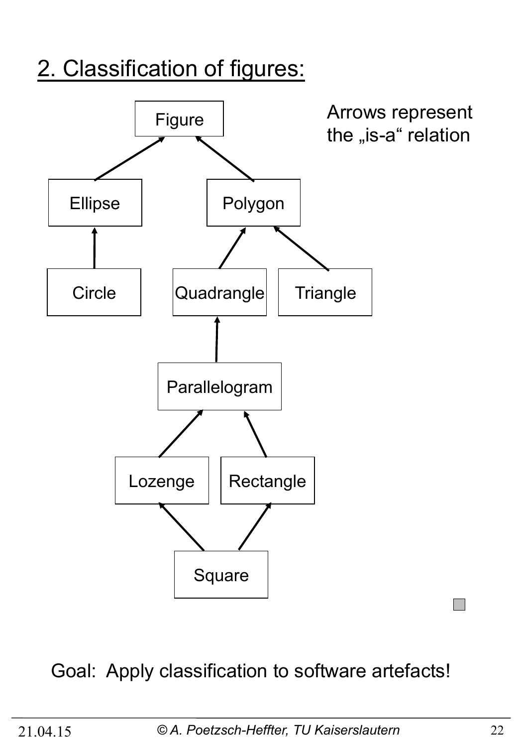## 2. Classification of figures:

Arrows represent the „is-a" relation

Figure

Ellipse

Polygon

Circle

Quadrangle

Triangle

Parallelogram

Lozenge

Rectangle

Square

Goal: Apply classification to software artefacts!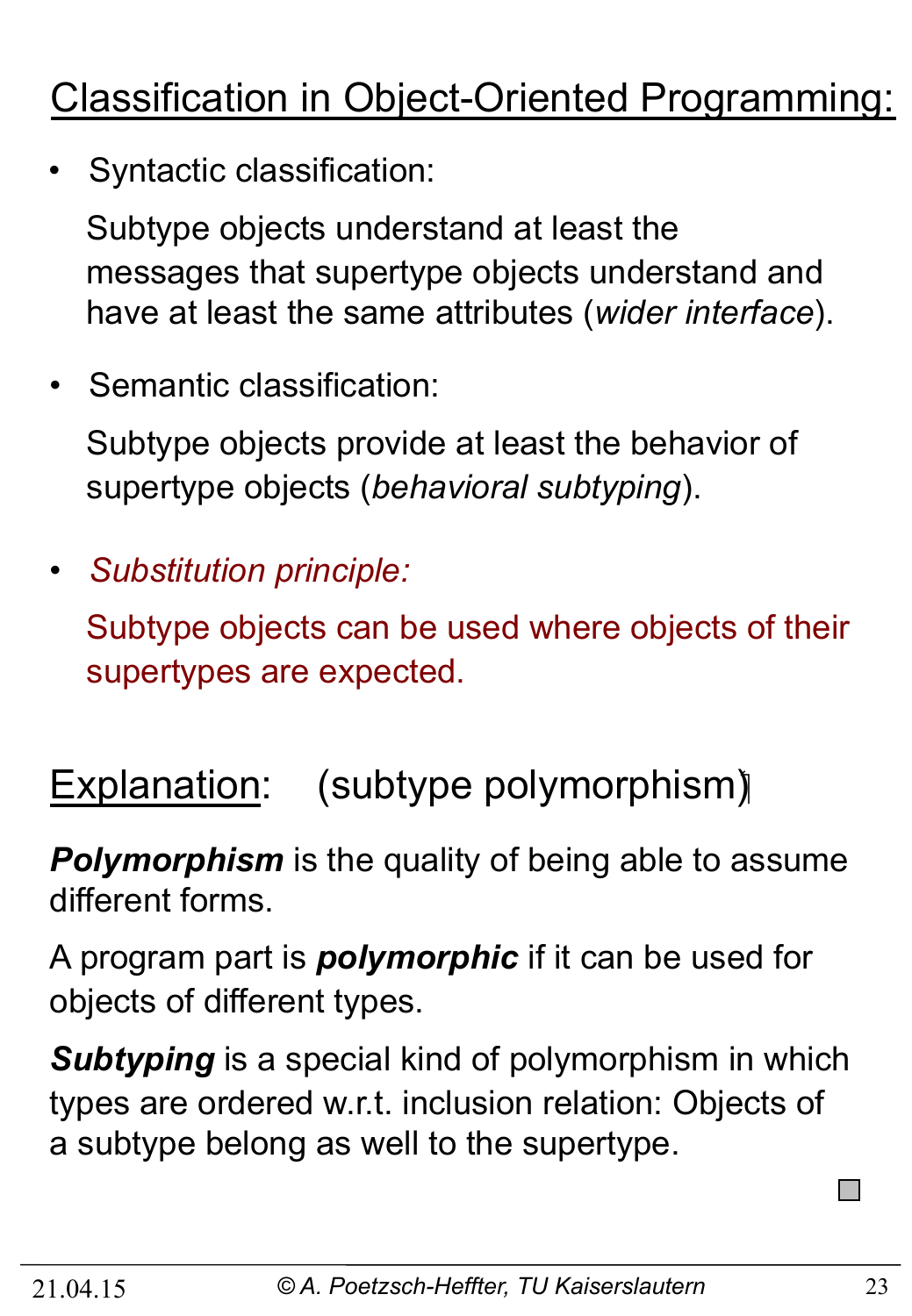## Classification in Object-Oriented Programming:

- Syntactic classification:

  Subtype objects understand at least the messages that supertype objects understand and have at least the same attributes (*wider interface*).

- Semantic classification:

  Subtype objects provide at least the behavior of supertype objects (*behavioral subtyping*).

- *Substitution principle:*

  Subtype objects can be used where objects of their supertypes are expected.

## Explanation: (subtype polymorphism)

***Polymorphism*** is the quality of being able to assume different forms.

A program part is ***polymorphic*** if it can be used for objects of different types.

***Subtyping*** is a special kind of polymorphism in which types are ordered w.r.t. inclusion relation: Objects of a subtype belong as well to the supertype.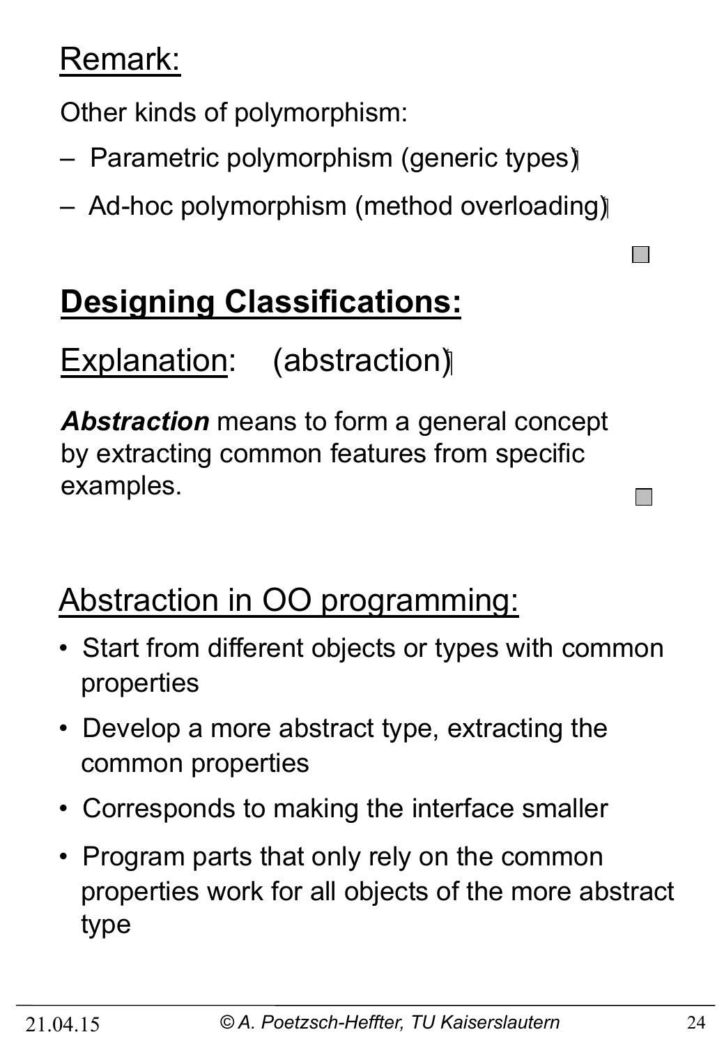Remark:

Other kinds of polymorphism:

- Parametric polymorphism (generic types)
- Ad-hoc polymorphism (method overloading)

## Designing Classifications:

Explanation: (abstraction)

***Abstraction*** means to form a general concept by extracting common features from specific examples.

### Abstraction in OO programming:

- Start from different objects or types with common properties
- Develop a more abstract type, extracting the common properties
- Corresponds to making the interface smaller
- Program parts that only rely on the common properties work for all objects of the more abstract type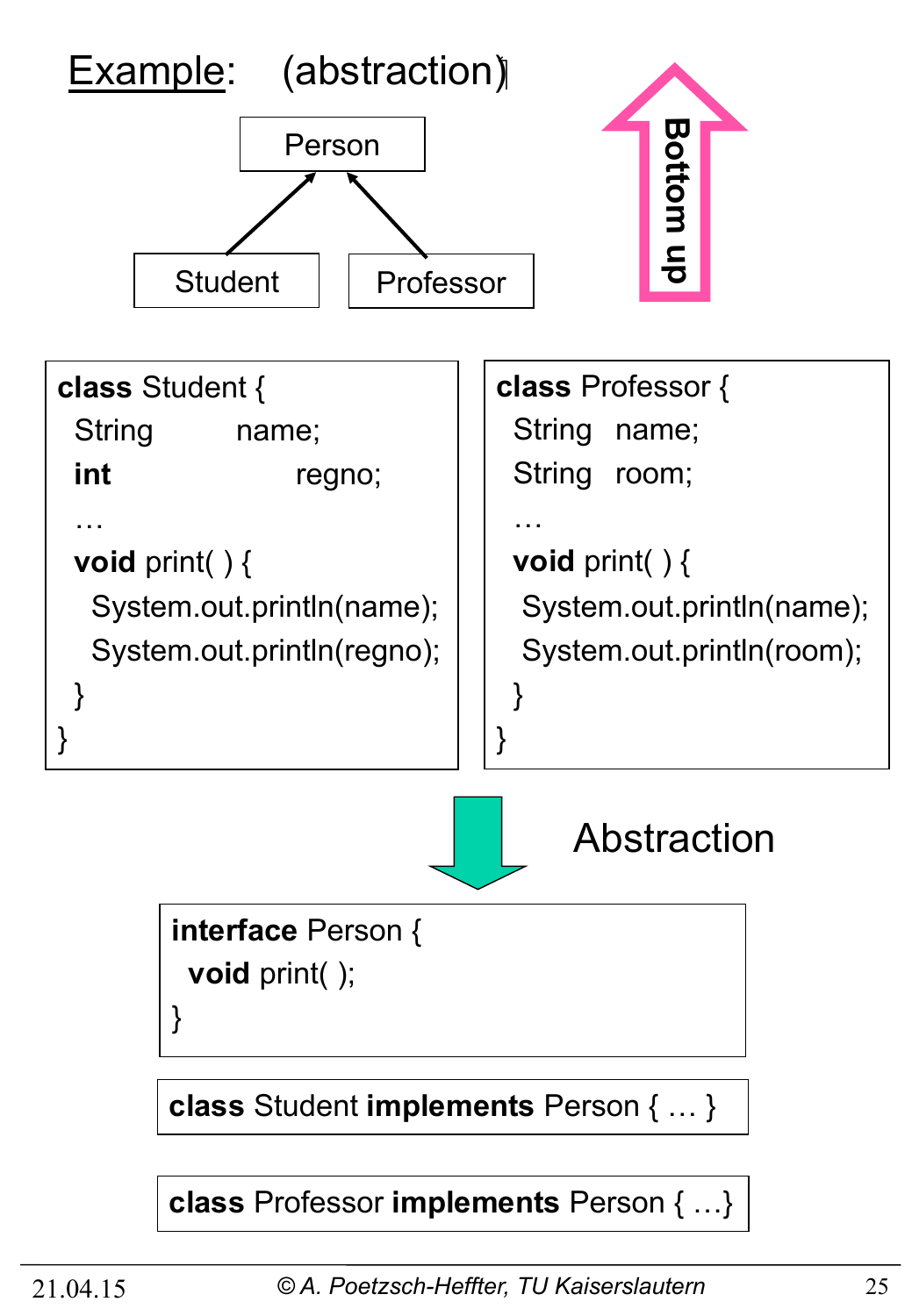# Example: (abstraction)

Person

Student → Person

Professor → Person

**Bottom up**

```
class Student {
  String      name;
  int         regno;
  …
  void print( ) {
    System.out.println(name);
    System.out.println(regno);
  }
}
```

```
class Professor {
  String  name;
  String  room;
  …
  void print( ) {
    System.out.println(name);
    System.out.println(room);
  }
}
```

Abstraction

```
interface Person {
  void print( );
}
```

```
class Student implements Person { … }
```

```
class Professor implements Person { …}
```

21.04.15 © A. Poetzsch-Heffter, TU Kaiserslautern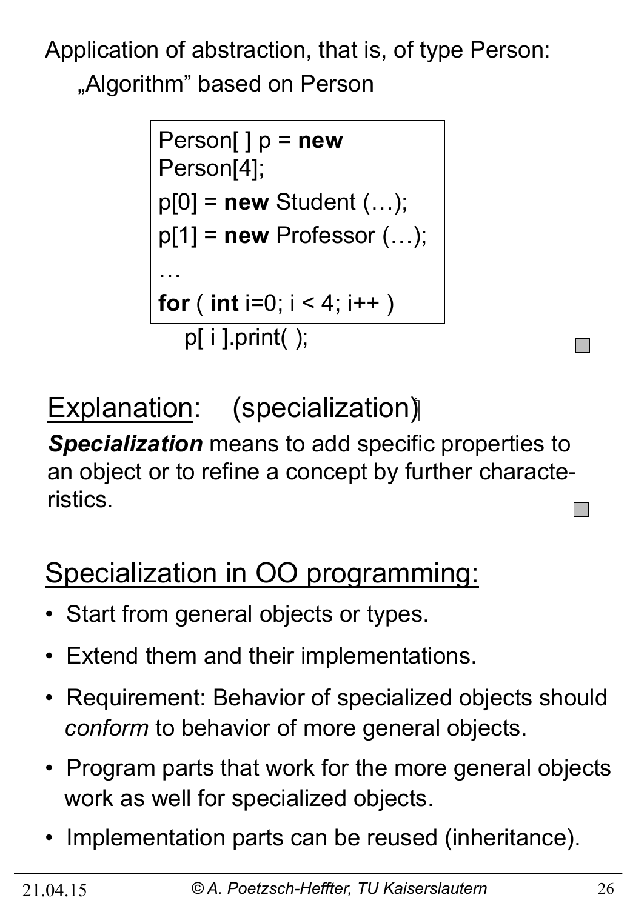Application of abstraction, that is, of type Person:

„Algorithm” based on Person

```
Person[ ] p = new
Person[4];
p[0] = new Student (…);
p[1] = new Professor (…);
…
for ( int i=0; i < 4; i++ )
    p[ i ].print( );
```

## Explanation: (specialization)

***Specialization*** means to add specific properties to an object or to refine a concept by further characteristics.

## Specialization in OO programming:

- Start from general objects or types.
- Extend them and their implementations.
- Requirement: Behavior of specialized objects should *conform* to behavior of more general objects.
- Program parts that work for the more general objects work as well for specialized objects.
- Implementation parts can be reused (inheritance).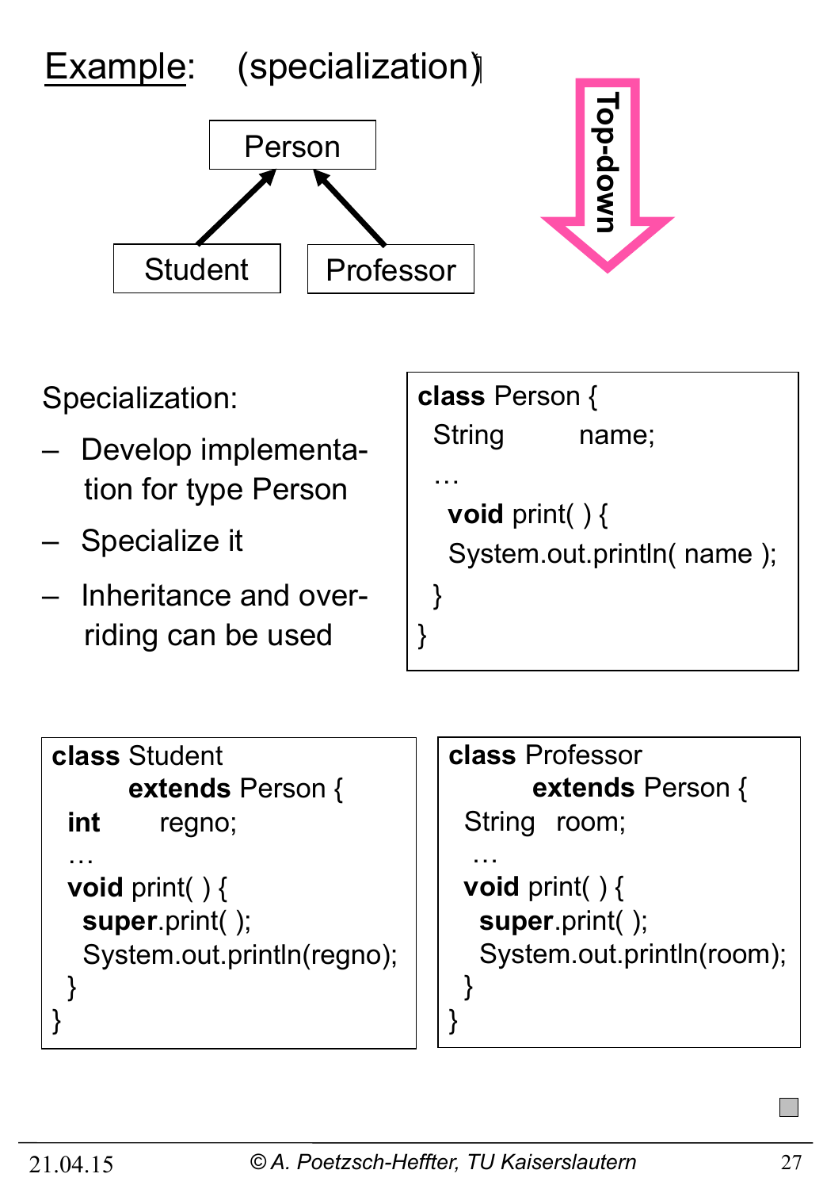# Example: (specialization)

Person

Student → Person

Professor → Person

Top-down

Specialization:

- Develop implementation for type Person
- Specialize it
- Inheritance and overriding can be used

```
class Person {
  String        name;
  …
   void print( ) {
   System.out.println( name );
  }
}
```

```
class Student
       extends Person {
  int       regno;
  …
  void print( ) {
    super.print( );
    System.out.println(regno);
  }
}
```

```
class Professor
        extends Person {
  String  room;
   …
  void print( ) {
    super.print( );
    System.out.println(room);
  }
}
```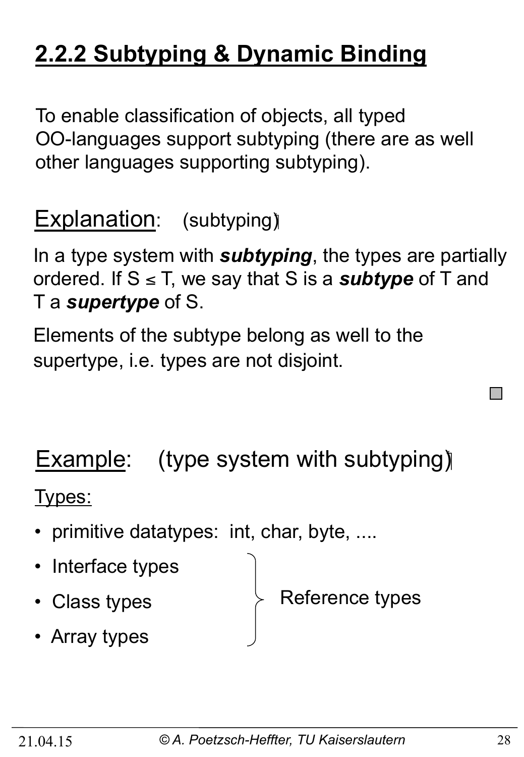## 2.2.2 Subtyping & Dynamic Binding

To enable classification of objects, all typed OO-languages support subtyping (there are as well other languages supporting subtyping).

Explanation: (subtyping)

In a type system with ***subtyping***, the types are partially ordered. If $S \leq T$, we say that S is a ***subtype*** of T and T a ***supertype*** of S.

Elements of the subtype belong as well to the supertype, i.e. types are not disjoint.

Example: (type system with subtyping)

Types:

- primitive datatypes: int, char, byte, ....
- Interface types
- Class types
- Array types

(Interface types, Class types, Array types: Reference types)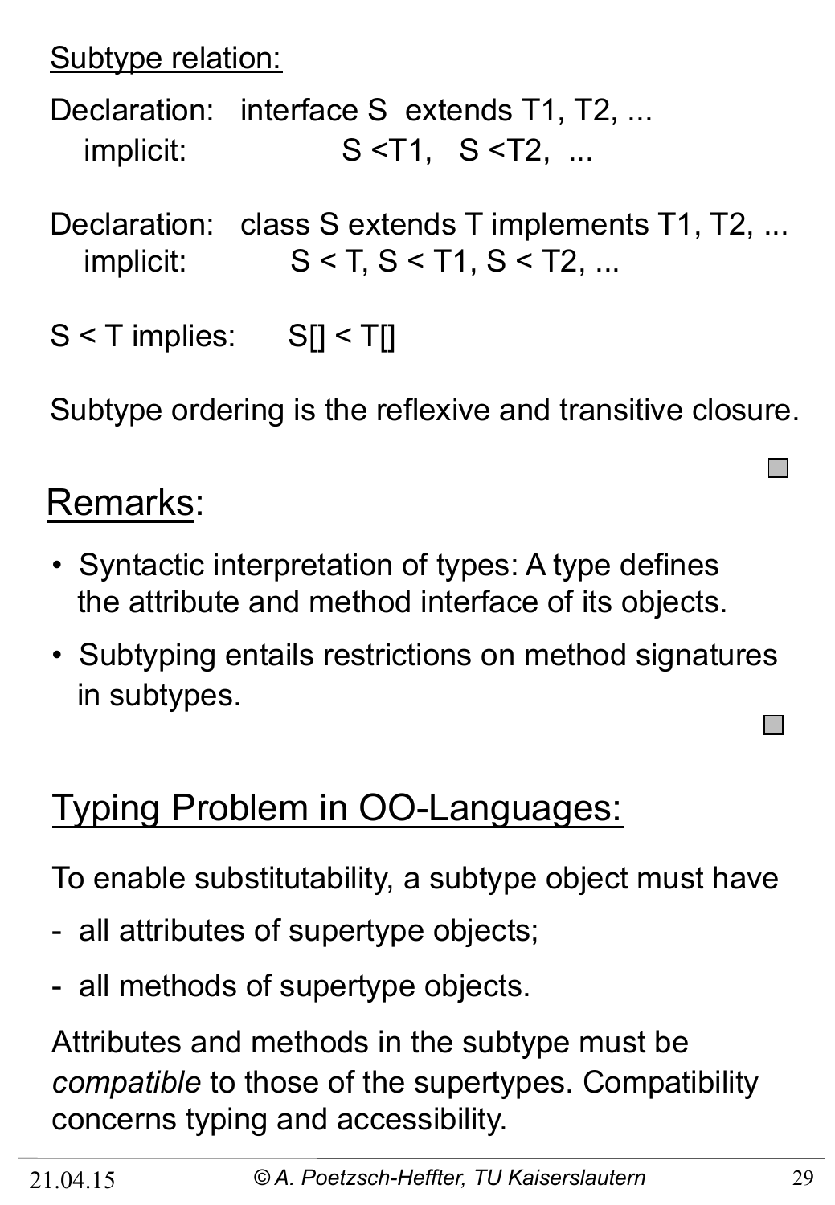Subtype relation:

Declaration: interface S extends T1, T2, ...
implicit: $S < T1$, $S < T2$, ...

Declaration: class S extends T implements T1, T2, ...
implicit: $S < T$, $S < T1$, $S < T2$, ...

$S < T$ implies: $S[] < T[]$

Subtype ordering is the reflexive and transitive closure.

## Remarks:

- Syntactic interpretation of types: A type defines the attribute and method interface of its objects.
- Subtyping entails restrictions on method signatures in subtypes.

## Typing Problem in OO-Languages:

To enable substitutability, a subtype object must have

- all attributes of supertype objects;
- all methods of supertype objects.

Attributes and methods in the subtype must be *compatible* to those of the supertypes. Compatibility concerns typing and accessibility.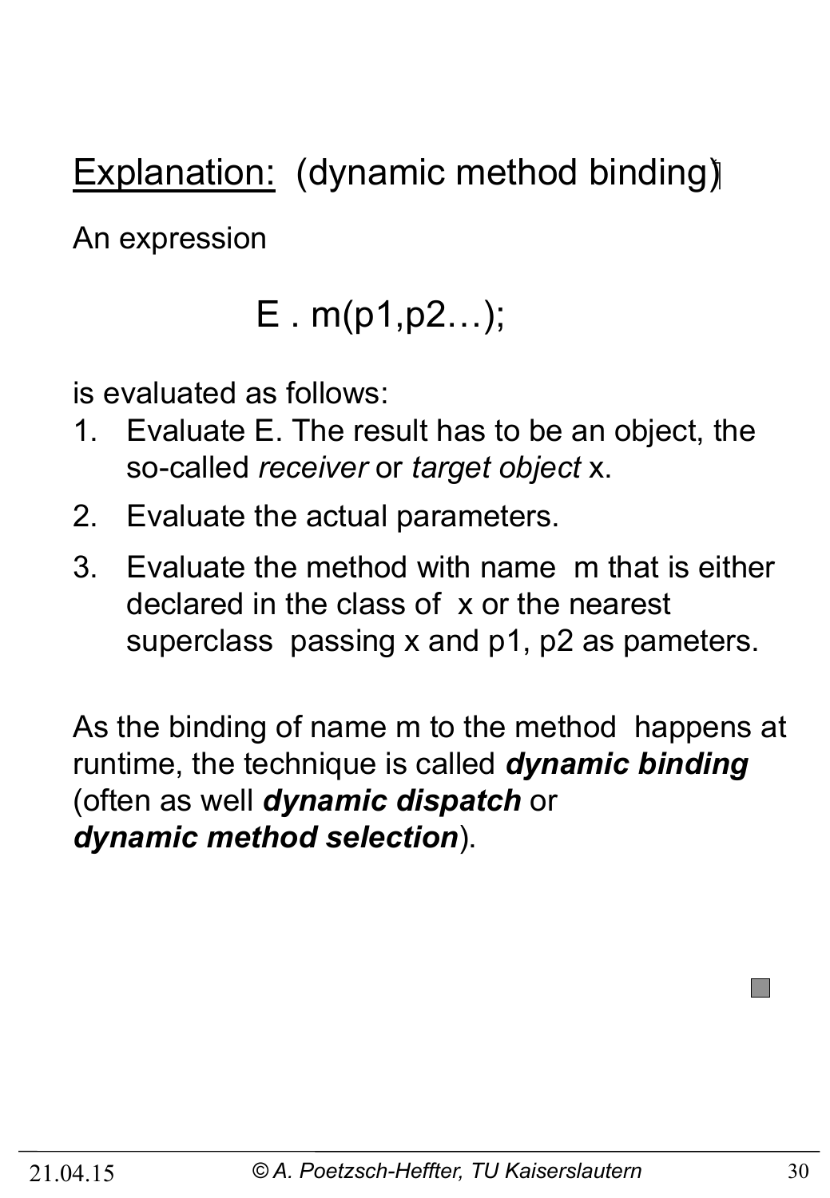<u>Explanation:</u> (dynamic method binding)

An expression

```
E . m(p1,p2…);
```

is evaluated as follows:

1. Evaluate E. The result has to be an object, the so-called *receiver* or *target object* x.
2. Evaluate the actual parameters.
3. Evaluate the method with name m that is either declared in the class of x or the nearest superclass passing x and p1, p2 as pameters.

As the binding of name m to the method happens at runtime, the technique is called ***dynamic binding*** (often as well ***dynamic dispatch*** or ***dynamic method selection***).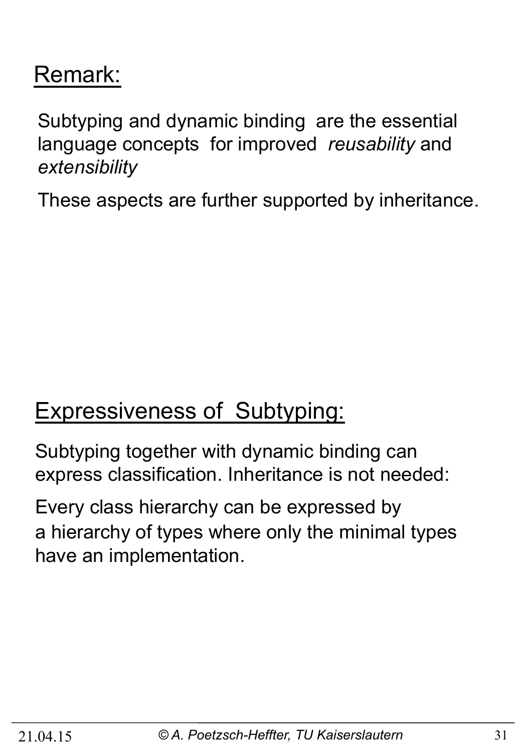## Remark:

Subtyping and dynamic binding are the essential language concepts for improved *reusability* and *extensibility*

These aspects are further supported by inheritance.

## Expressiveness of Subtyping:

Subtyping together with dynamic binding can express classification. Inheritance is not needed:

Every class hierarchy can be expressed by a hierarchy of types where only the minimal types have an implementation.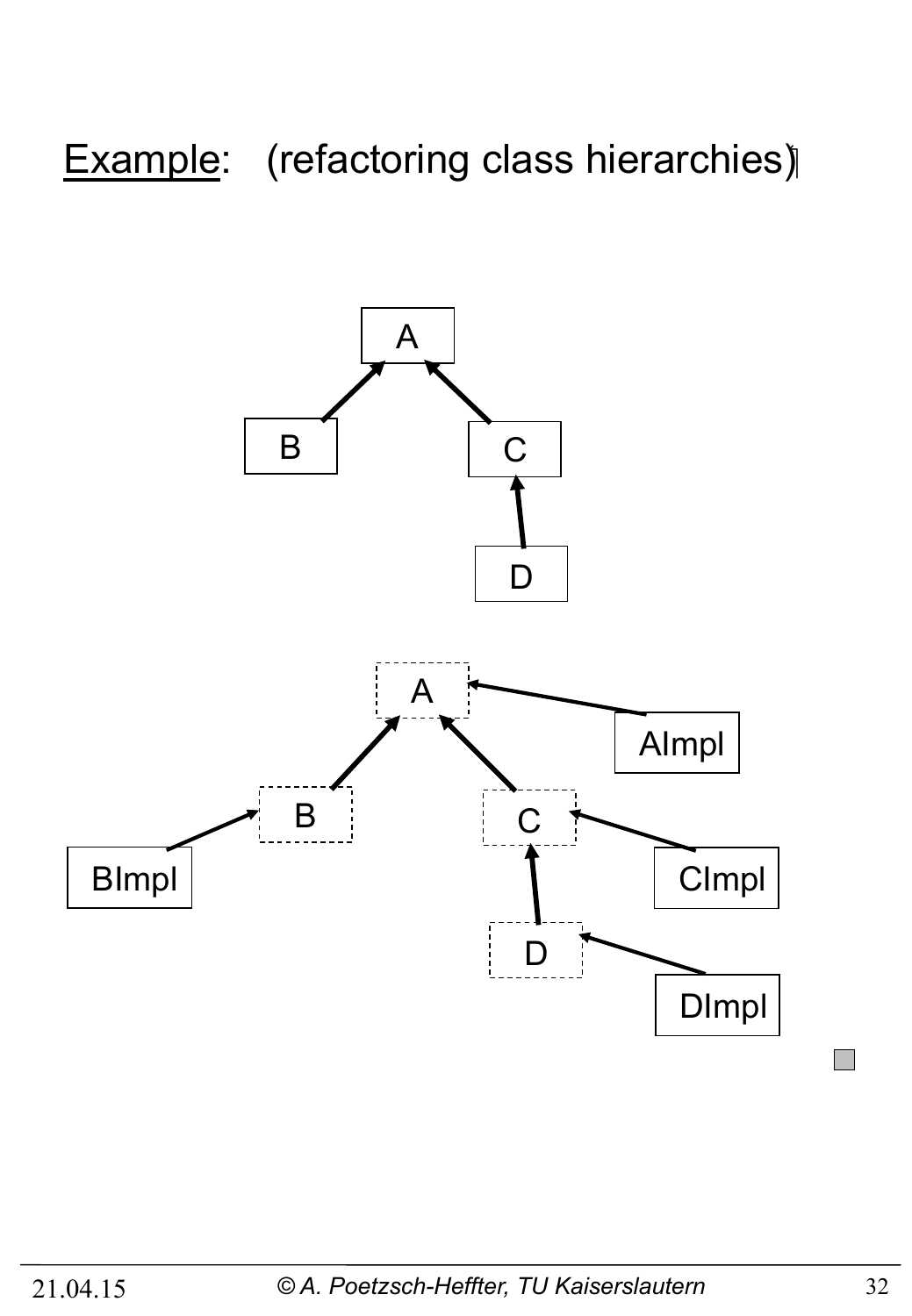Example: (refactoring class hierarchies)

A

B

C

D

A

AImpl

B

C

BImpl

CImpl

D

DImpl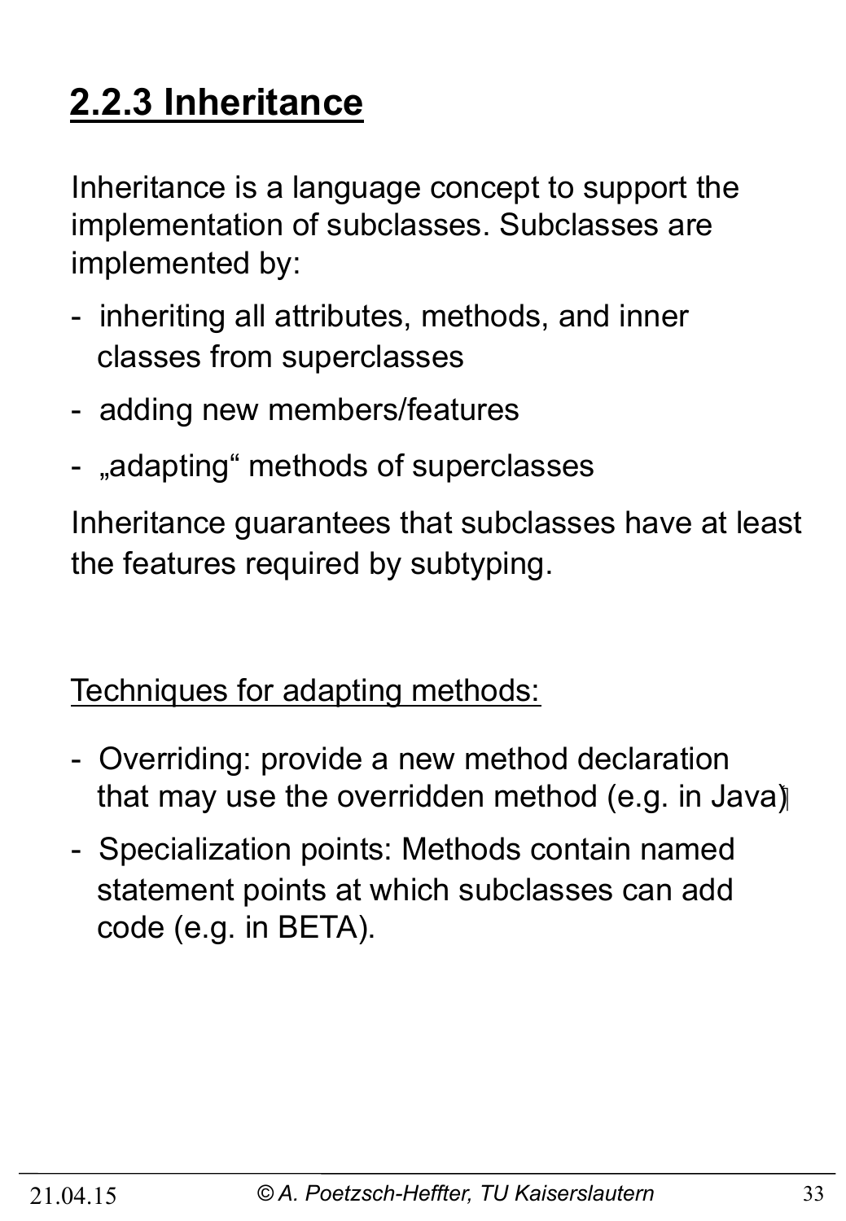## 2.2.3 Inheritance

Inheritance is a language concept to support the implementation of subclasses. Subclasses are implemented by:

- inheriting all attributes, methods, and inner classes from superclasses
- adding new members/features
- „adapting" methods of superclasses

Inheritance guarantees that subclasses have at least the features required by subtyping.

Techniques for adapting methods:

- Overriding: provide a new method declaration that may use the overridden method (e.g. in Java)
- Specialization points: Methods contain named statement points at which subclasses can add code (e.g. in BETA).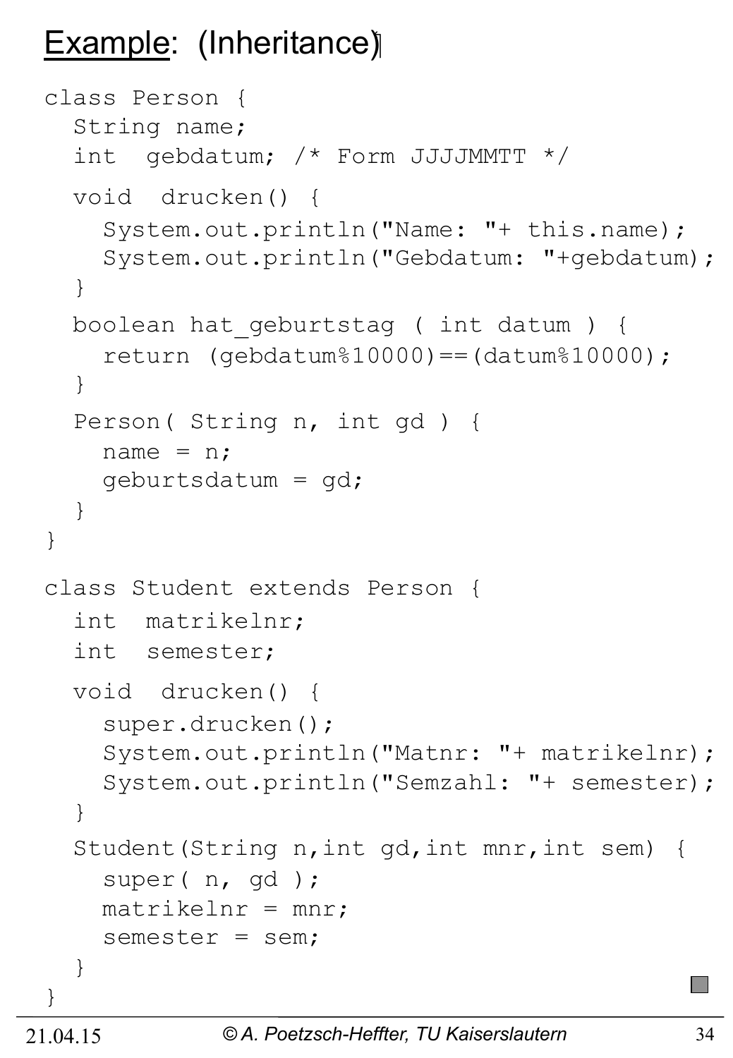# Example: (Inheritance)

```
class Person {
  String name;
  int  gebdatum; /* Form JJJJMMTT */

  void  drucken() {
    System.out.println("Name: "+ this.name);
    System.out.println("Gebdatum: "+gebdatum);
  }

  boolean hat_geburtstag ( int datum ) {
    return (gebdatum%10000)==(datum%10000);
  }

  Person( String n, int gd ) {
    name = n;
    geburtsdatum = gd;
  }
}

class Student extends Person {
  int  matrikelnr;
  int  semester;

  void  drucken() {
    super.drucken();
    System.out.println("Matnr: "+ matrikelnr);
    System.out.println("Semzahl: "+ semester);
  }

  Student(String n,int gd,int mnr,int sem) {
    super( n, gd );
    matrikelnr = mnr;
    semester = sem;
  }
}
```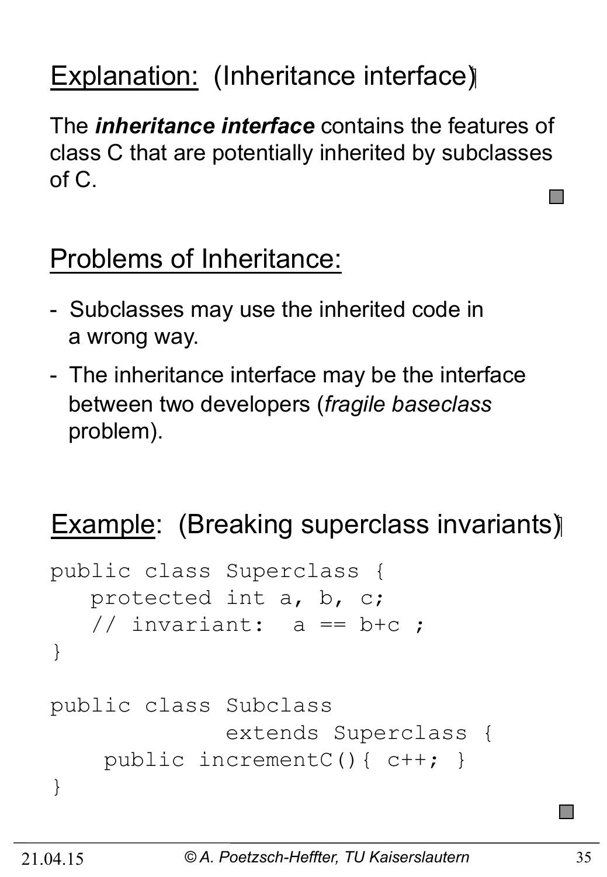## Explanation: (Inheritance interface)

The ***inheritance interface*** contains the features of class C that are potentially inherited by subclasses of C.

## Problems of Inheritance:

- Subclasses may use the inherited code in a wrong way.
- The inheritance interface may be the interface between two developers (*fragile baseclass* problem).

## Example: (Breaking superclass invariants)

```
public class Superclass {
   protected int a, b, c;
   // invariant:  a == b+c ;
}

public class Subclass
             extends Superclass {
    public incrementC(){ c++; }
}
```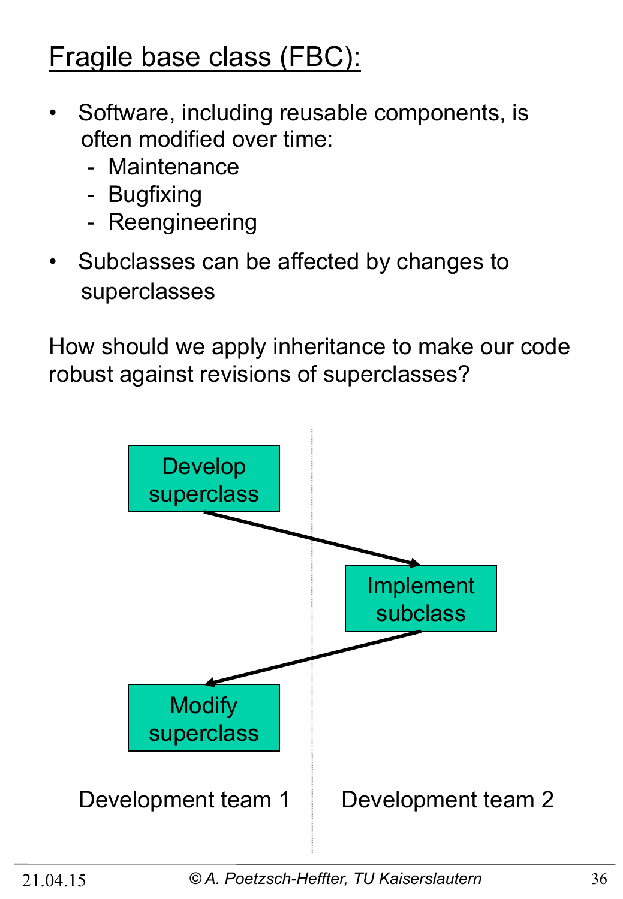# Fragile base class (FBC):

- Software, including reusable components, is often modified over time:
  - Maintenance
  - Bugfixing
  - Reengineering
- Subclasses can be affected by changes to superclasses

How should we apply inheritance to make our code robust against revisions of superclasses?

Develop superclass

Implement subclass

Modify superclass

Development team 1

Development team 2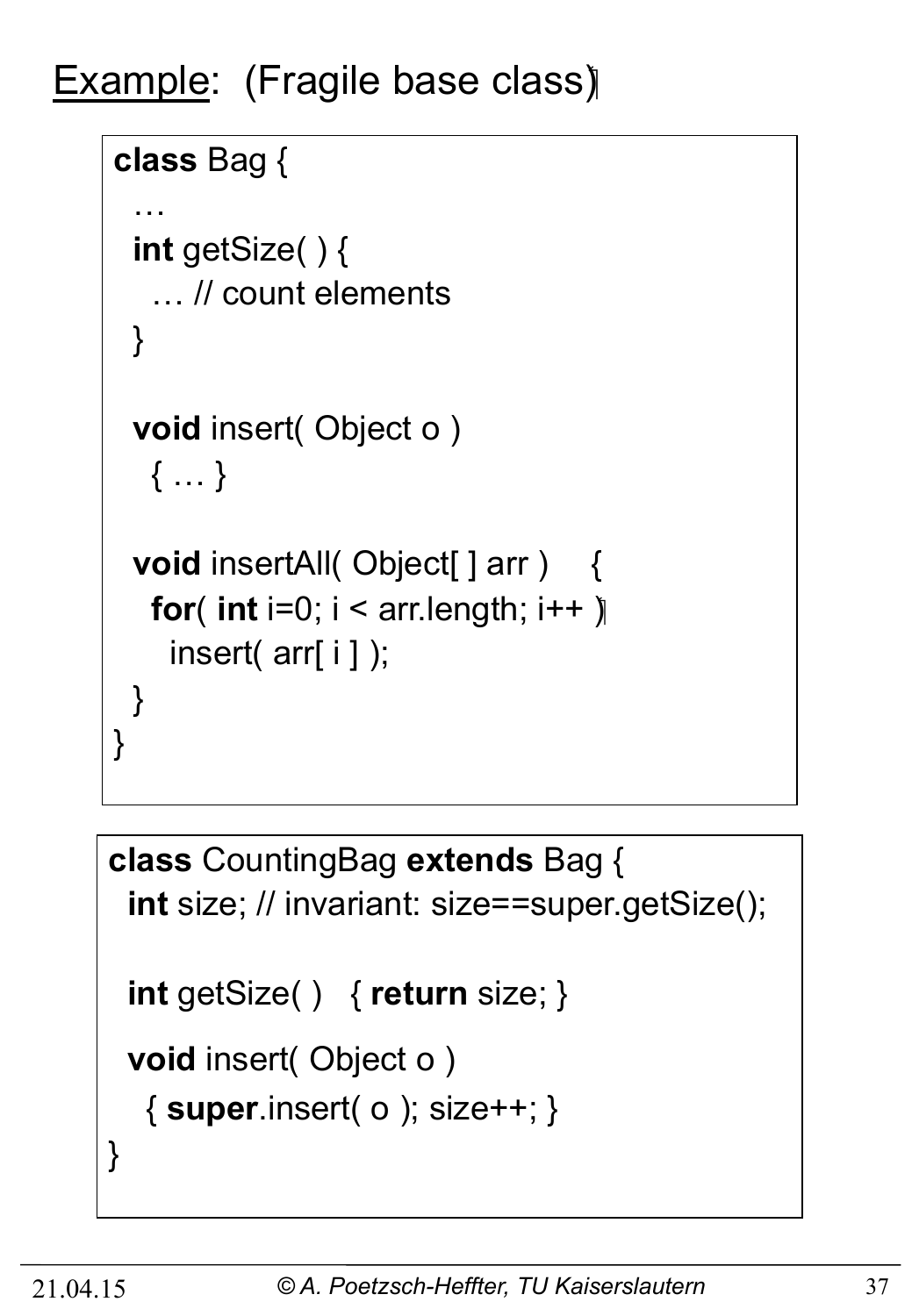## Example: (Fragile base class)

```
class Bag {
  …
  int getSize( ) {
    … // count elements
  }

  void insert( Object o )
    { … }

  void insertAll( Object[ ] arr )    {
    for( int i=0; i < arr.length; i++ )
      insert( arr[ i ] );
  }
}
```

```
class CountingBag extends Bag {
  int size; // invariant: size==super.getSize();

  int getSize( )   { return size; }

  void insert( Object o )
    { super.insert( o ); size++; }
}
```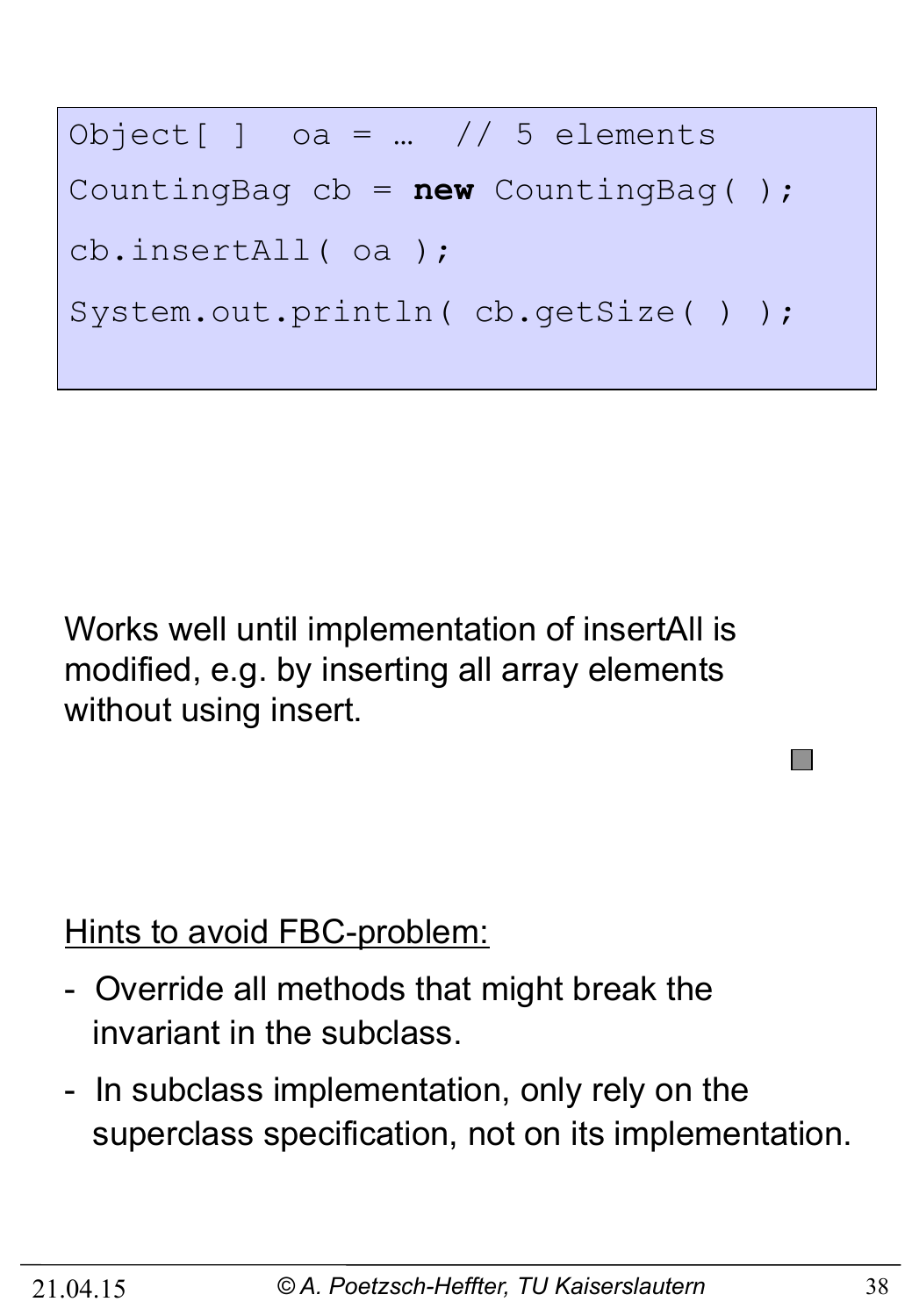```
Object[ ]  oa = …  // 5 elements
CountingBag cb = new CountingBag( );
cb.insertAll( oa );
System.out.println( cb.getSize( ) );
```

Works well until implementation of insertAll is modified, e.g. by inserting all array elements without using insert.

Hints to avoid FBC-problem:

- Override all methods that might break the invariant in the subclass.
- In subclass implementation, only rely on the superclass specification, not on its implementation.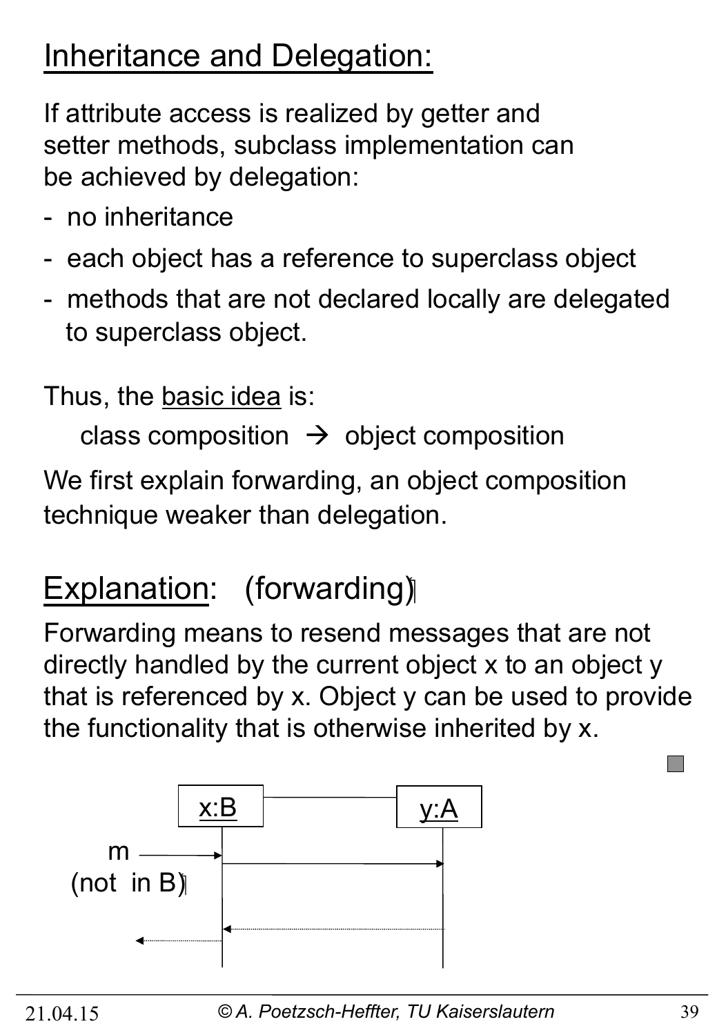# Inheritance and Delegation:

If attribute access is realized by getter and setter methods, subclass implementation can be achieved by delegation:

- no inheritance
- each object has a reference to superclass object
- methods that are not declared locally are delegated to superclass object.

Thus, the basic idea is:

class composition → object composition

We first explain forwarding, an object composition technique weaker than delegation.

## Explanation: (forwarding)

Forwarding means to resend messages that are not directly handled by the current object x to an object y that is referenced by x. Object y can be used to provide the functionality that is otherwise inherited by x.

x:B

y:A

m

(not in B)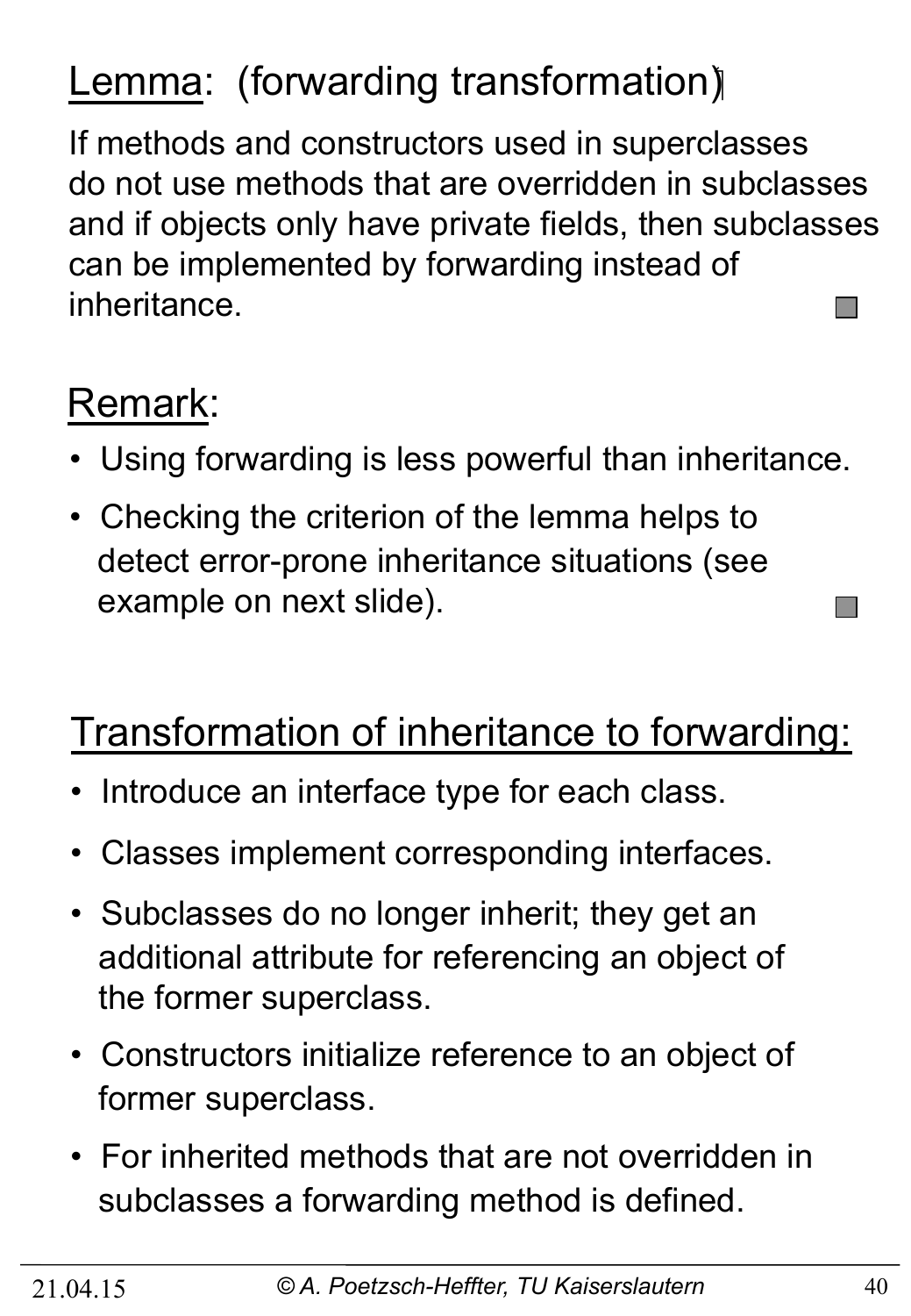## Lemma: (forwarding transformation)

If methods and constructors used in superclasses do not use methods that are overridden in subclasses and if objects only have private fields, then subclasses can be implemented by forwarding instead of inheritance.

## Remark:

- Using forwarding is less powerful than inheritance.
- Checking the criterion of the lemma helps to detect error-prone inheritance situations (see example on next slide).

## Transformation of inheritance to forwarding:

- Introduce an interface type for each class.
- Classes implement corresponding interfaces.
- Subclasses do no longer inherit; they get an additional attribute for referencing an object of the former superclass.
- Constructors initialize reference to an object of former superclass.
- For inherited methods that are not overridden in subclasses a forwarding method is defined.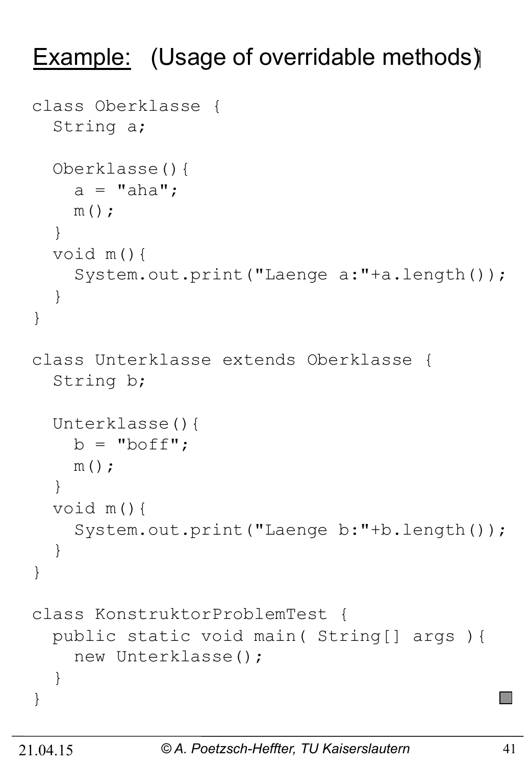# Example: (Usage of overridable methods)

```
class Oberklasse {
  String a;

  Oberklasse(){
    a = "aha";
    m();
  }
  void m(){
    System.out.print("Laenge a:"+a.length());
  }
}

class Unterklasse extends Oberklasse {
  String b;

  Unterklasse(){
    b = "boff";
    m();
  }
  void m(){
    System.out.print("Laenge b:"+b.length());
  }
}

class KonstruktorProblemTest {
  public static void main( String[] args ){
    new Unterklasse();
  }
}
```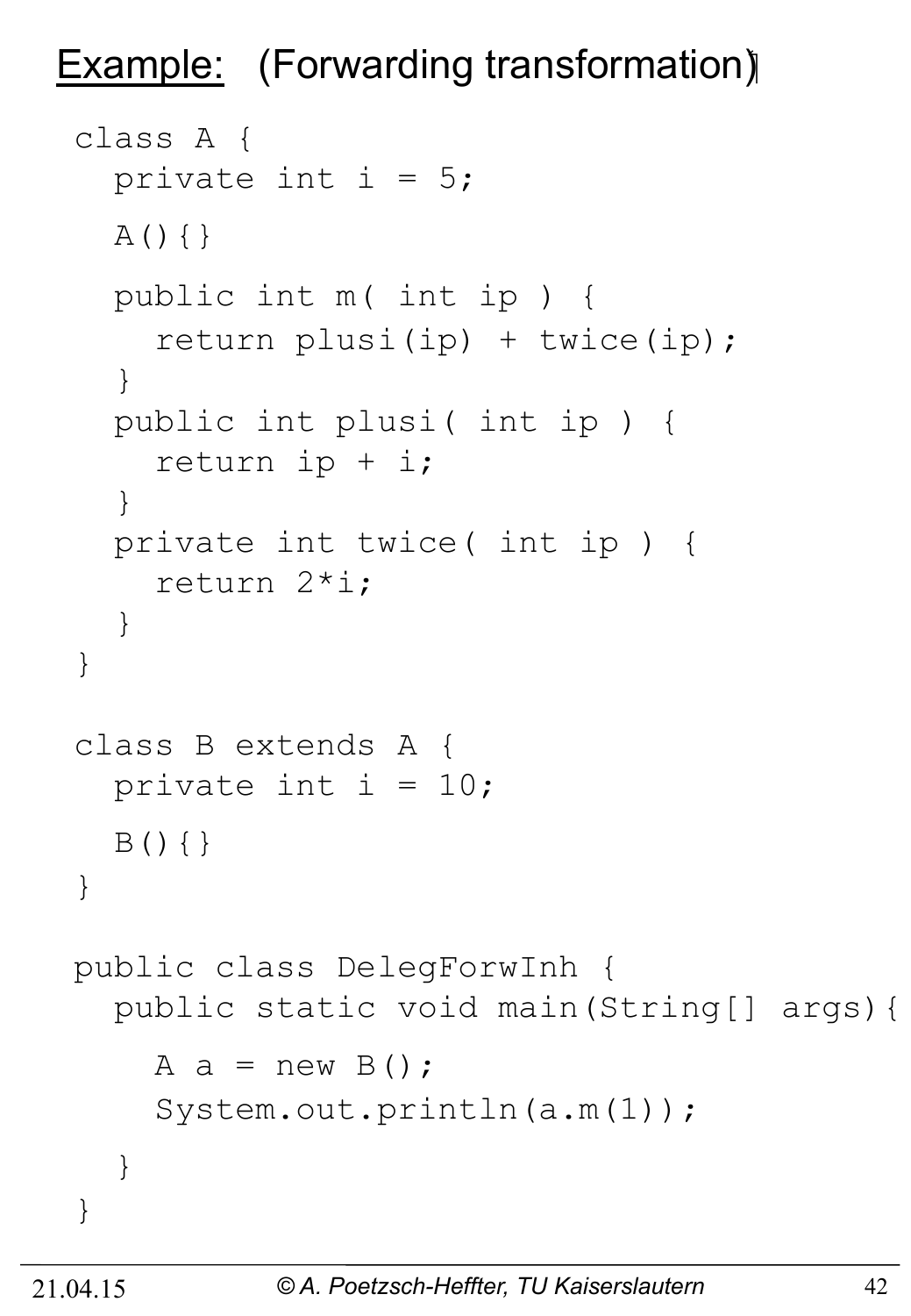# Example: (Forwarding transformation)

```
class A {
  private int i = 5;
  A(){}
  public int m( int ip ) {
    return plusi(ip) + twice(ip);
  }
  public int plusi( int ip ) {
    return ip + i;
  }
  private int twice( int ip ) {
    return 2*i;
  }
}

class B extends A {
  private int i = 10;
  B(){}
}

public class DelegForwInh {
  public static void main(String[] args){
    A a = new B();
    System.out.println(a.m(1));
  }
}
```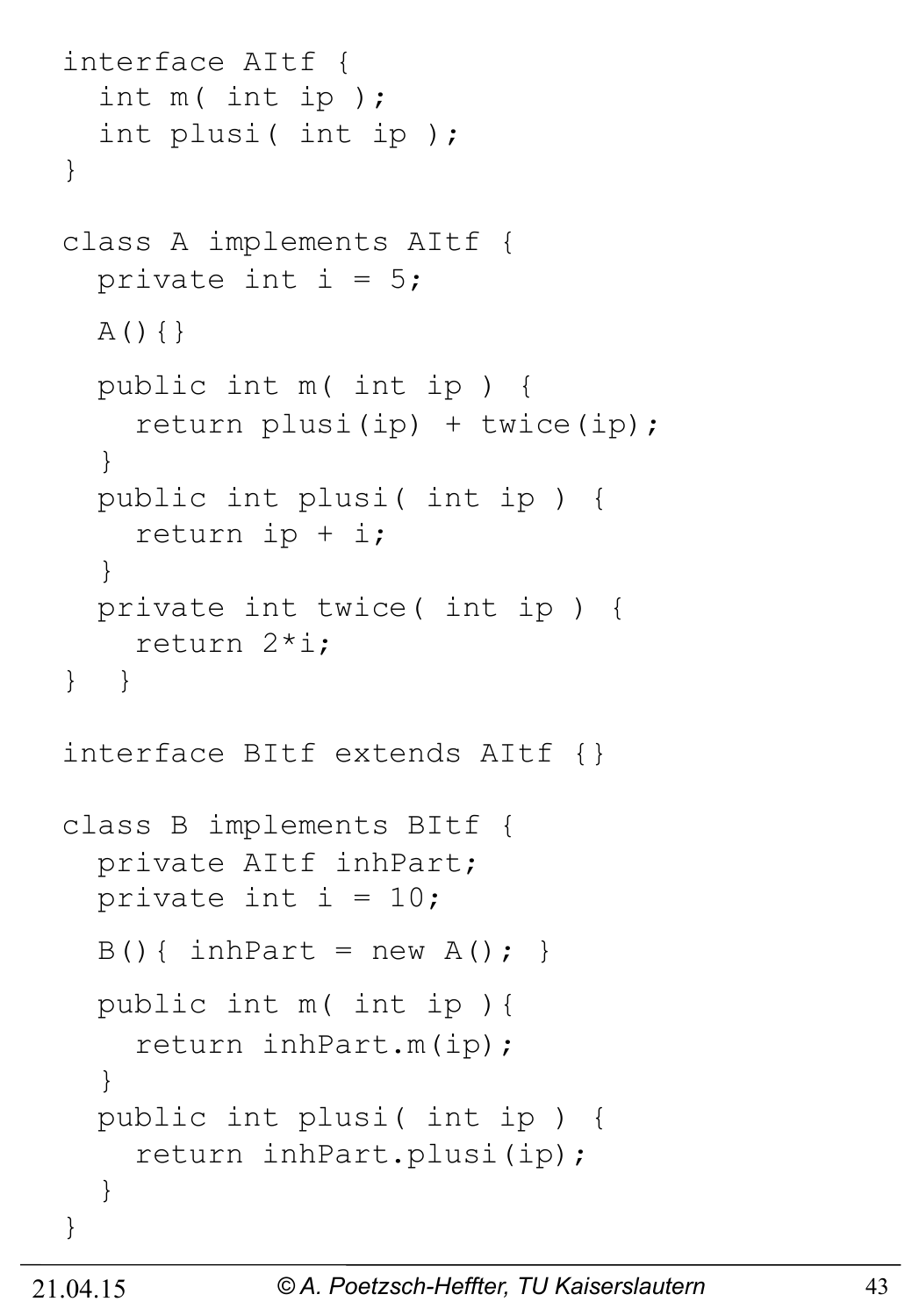```java
interface AItf {
  int m( int ip );
  int plusi( int ip );
}

class A implements AItf {
  private int i = 5;
  A(){}
  public int m( int ip ) {
    return plusi(ip) + twice(ip);
  }
  public int plusi( int ip ) {
    return ip + i;
  }
  private int twice( int ip ) {
    return 2*i;
} }

interface BItf extends AItf {}

class B implements BItf {
  private AItf inhPart;
  private int i = 10;
  B(){ inhPart = new A(); }
  public int m( int ip ){
    return inhPart.m(ip);
  }
  public int plusi( int ip ) {
    return inhPart.plusi(ip);
  }
}
```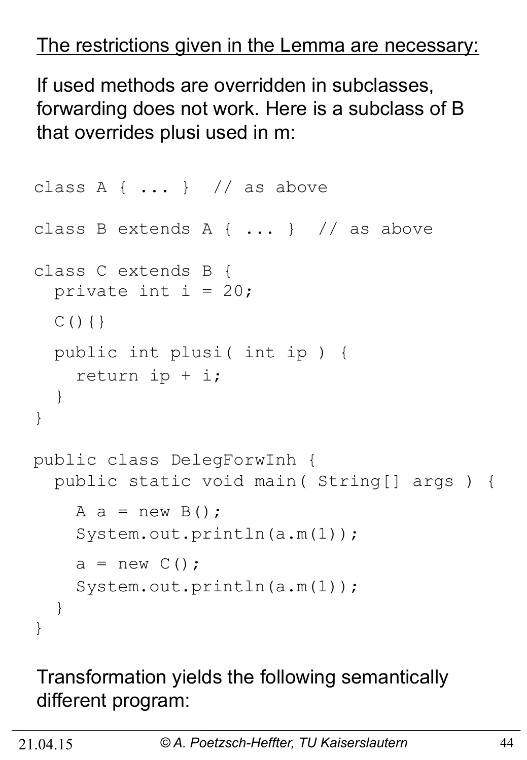The restrictions given in the Lemma are necessary:

If used methods are overridden in subclasses, forwarding does not work. Here is a subclass of B that overrides plusi used in m:

```
class A { ... }  // as above

class B extends A { ... }  // as above

class C extends B {
  private int i = 20;

  C(){}

  public int plusi( int ip ) {
    return ip + i;
  }
}

public class DelegForwInh {
  public static void main( String[] args ) {

    A a = new B();
    System.out.println(a.m(1));

    a = new C();
    System.out.println(a.m(1));
  }
}
```

Transformation yields the following semantically different program: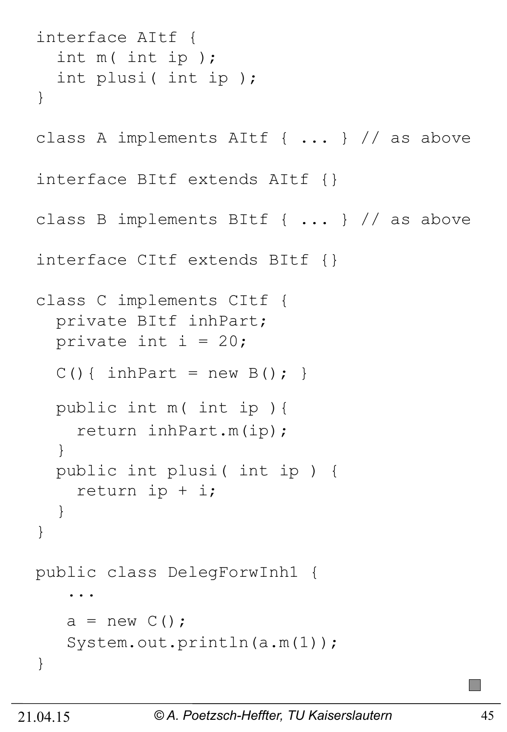```java
interface AItf {
  int m( int ip );
  int plusi( int ip );
}

class A implements AItf { ... } // as above

interface BItf extends AItf {}

class B implements BItf { ... } // as above

interface CItf extends BItf {}

class C implements CItf {
  private BItf inhPart;
  private int i = 20;

  C(){ inhPart = new B(); }

  public int m( int ip ){
    return inhPart.m(ip);
  }
  public int plusi( int ip ) {
    return ip + i;
  }
}

public class DelegForwInh1 {
   ...
   a = new C();
   System.out.println(a.m(1));
}
```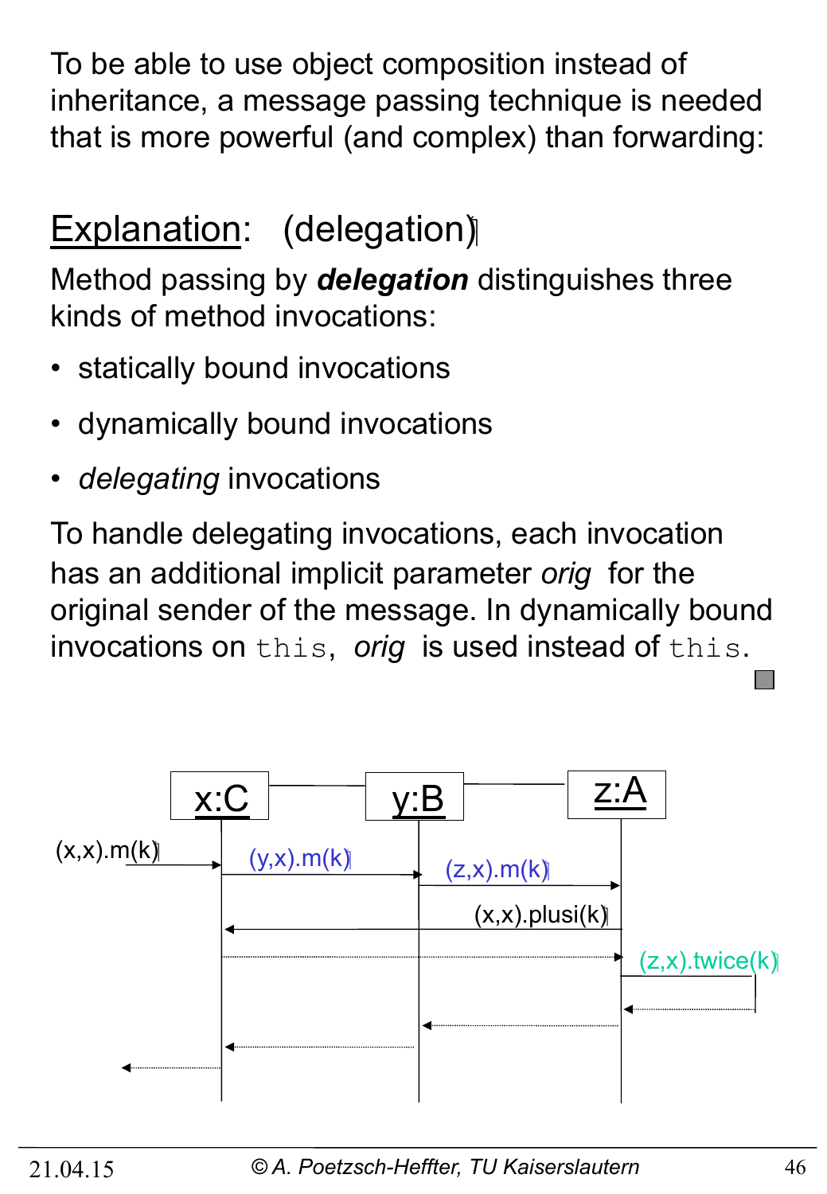To be able to use object composition instead of inheritance, a message passing technique is needed that is more powerful (and complex) than forwarding:

## Explanation: (delegation)

Method passing by ***delegation*** distinguishes three kinds of method invocations:

- statically bound invocations
- dynamically bound invocations
- *delegating* invocations

To handle delegating invocations, each invocation has an additional implicit parameter *orig* for the original sender of the message. In dynamically bound invocations on `this`, *orig* is used instead of `this`.

x:C — y:B — z:A

(x,x).m(k)

(y,x).m(k)

(z,x).m(k)

(x,x).plusi(k)

(z,x).twice(k)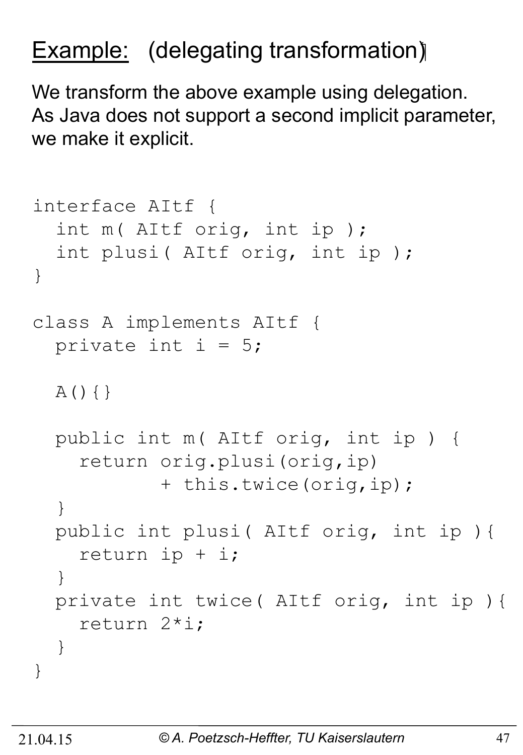## Example: (delegating transformation)

We transform the above example using delegation. As Java does not support a second implicit parameter, we make it explicit.

```
interface AItf {
  int m( AItf orig, int ip );
  int plusi( AItf orig, int ip );
}

class A implements AItf {
  private int i = 5;

  A(){}

  public int m( AItf orig, int ip ) {
    return orig.plusi(orig,ip)
           + this.twice(orig,ip);
  }
  public int plusi( AItf orig, int ip ){
    return ip + i;
  }
  private int twice( AItf orig, int ip ){
    return 2*i;
  }
}
```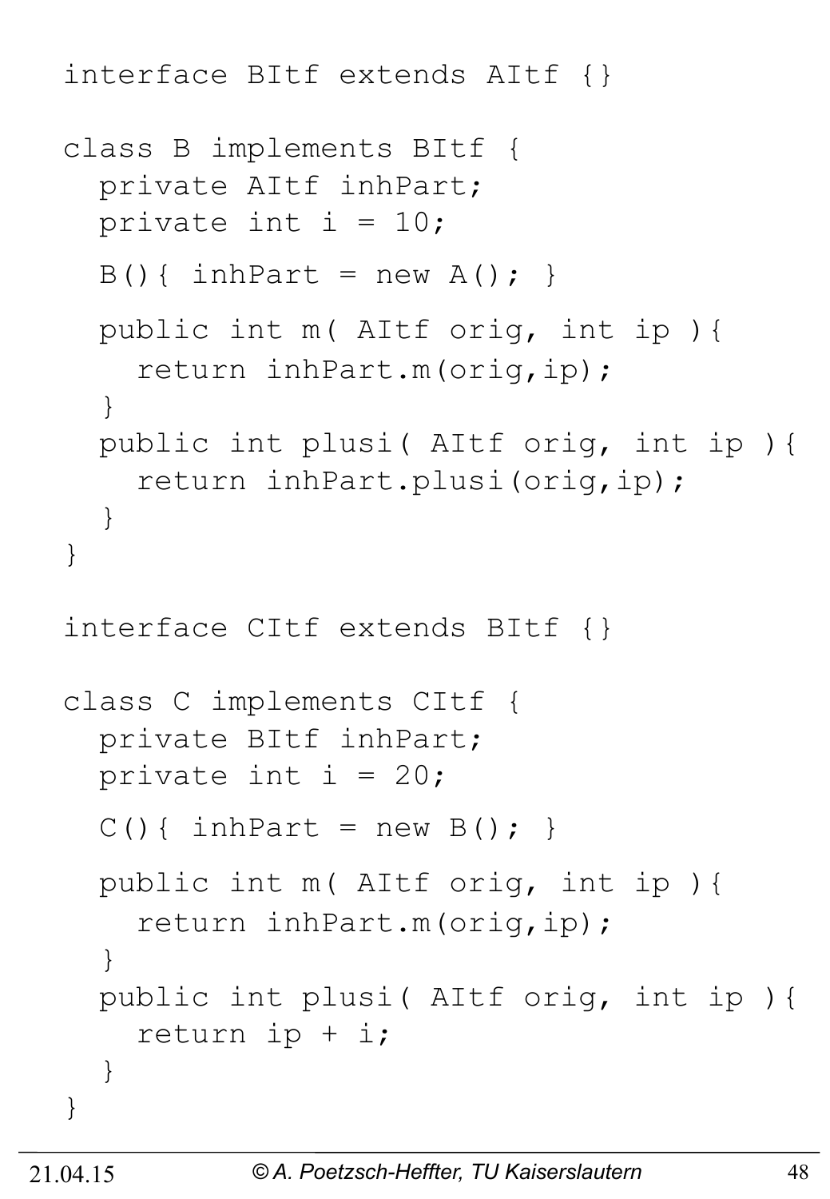```
interface BItf extends AItf {}

class B implements BItf {
  private AItf inhPart;
  private int i = 10;

  B(){ inhPart = new A(); }

  public int m( AItf orig, int ip ){
    return inhPart.m(orig,ip);
  }
  public int plusi( AItf orig, int ip ){
    return inhPart.plusi(orig,ip);
  }
}

interface CItf extends BItf {}

class C implements CItf {
  private BItf inhPart;
  private int i = 20;

  C(){ inhPart = new B(); }

  public int m( AItf orig, int ip ){
    return inhPart.m(orig,ip);
  }
  public int plusi( AItf orig, int ip ){
    return ip + i;
  }
}
```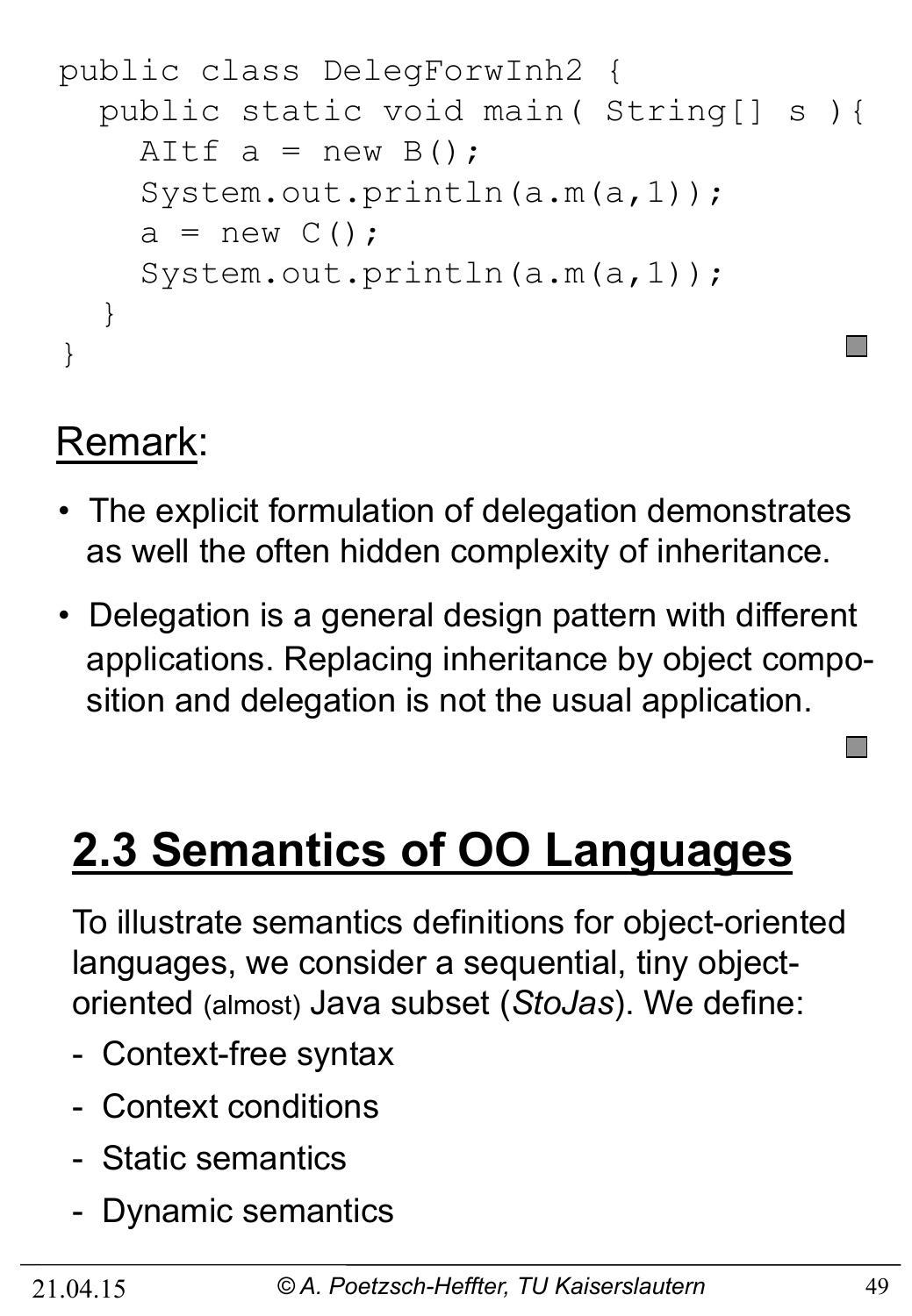```java
public class DelegForwInh2 {
  public static void main( String[] s ){
    AItf a = new B();
    System.out.println(a.m(a,1));
    a = new C();
    System.out.println(a.m(a,1));
  }
}
```

Remark:

- The explicit formulation of delegation demonstrates as well the often hidden complexity of inheritance.
- Delegation is a general design pattern with different applications. Replacing inheritance by object composition and delegation is not the usual application.

# 2.3 Semantics of OO Languages

To illustrate semantics definitions for object-oriented languages, we consider a sequential, tiny object-oriented (almost) Java subset (*StoJas*). We define:

- Context-free syntax
- Context conditions
- Static semantics
- Dynamic semantics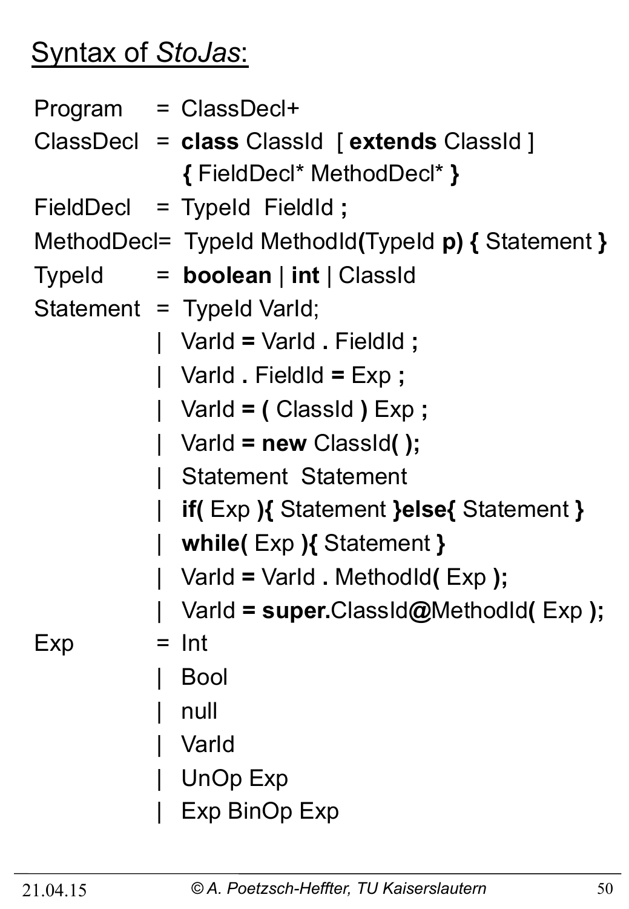# Syntax of *StoJas*:

Program = ClassDecl+

ClassDecl = **class** ClassId [ **extends** ClassId ]
 **{** FieldDecl* MethodDecl* **}**

FieldDecl = TypeId FieldId **;**

MethodDecl= TypeId MethodId**(**TypeId **p) {** Statement **}**

TypeId = **boolean** | **int** | ClassId

Statement = TypeId VarId;
 | VarId **=** VarId **.** FieldId **;**
 | VarId **.** FieldId **=** Exp **;**
 | VarId **= (** ClassId **)** Exp **;**
 | VarId **= new** ClassId**( );**
 | Statement Statement
 | **if(** Exp **){** Statement **}else{** Statement **}**
 | **while(** Exp **){** Statement **}**
 | VarId **=** VarId **.** MethodId**(** Exp **);**
 | VarId **= super.**ClassId**@**MethodId**(** Exp **);**

Exp = Int
 | Bool
 | null
 | VarId
 | UnOp Exp
 | Exp BinOp Exp

21.04.15 © A. Poetzsch-Heffter, TU Kaiserslautern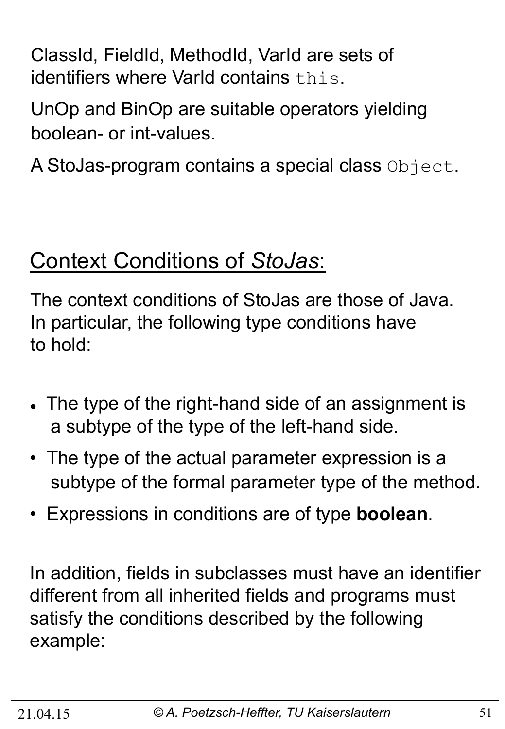ClassId, FieldId, MethodId, VarId are sets of identifiers where VarId contains `this`.

UnOp and BinOp are suitable operators yielding boolean- or int-values.

A StoJas-program contains a special class `Object`.

## Context Conditions of *StoJas*:

The context conditions of StoJas are those of Java. In particular, the following type conditions have to hold:

- The type of the right-hand side of an assignment is a subtype of the type of the left-hand side.
- The type of the actual parameter expression is a subtype of the formal parameter type of the method.
- Expressions in conditions are of type **boolean**.

In addition, fields in subclasses must have an identifier different from all inherited fields and programs must satisfy the conditions described by the following example: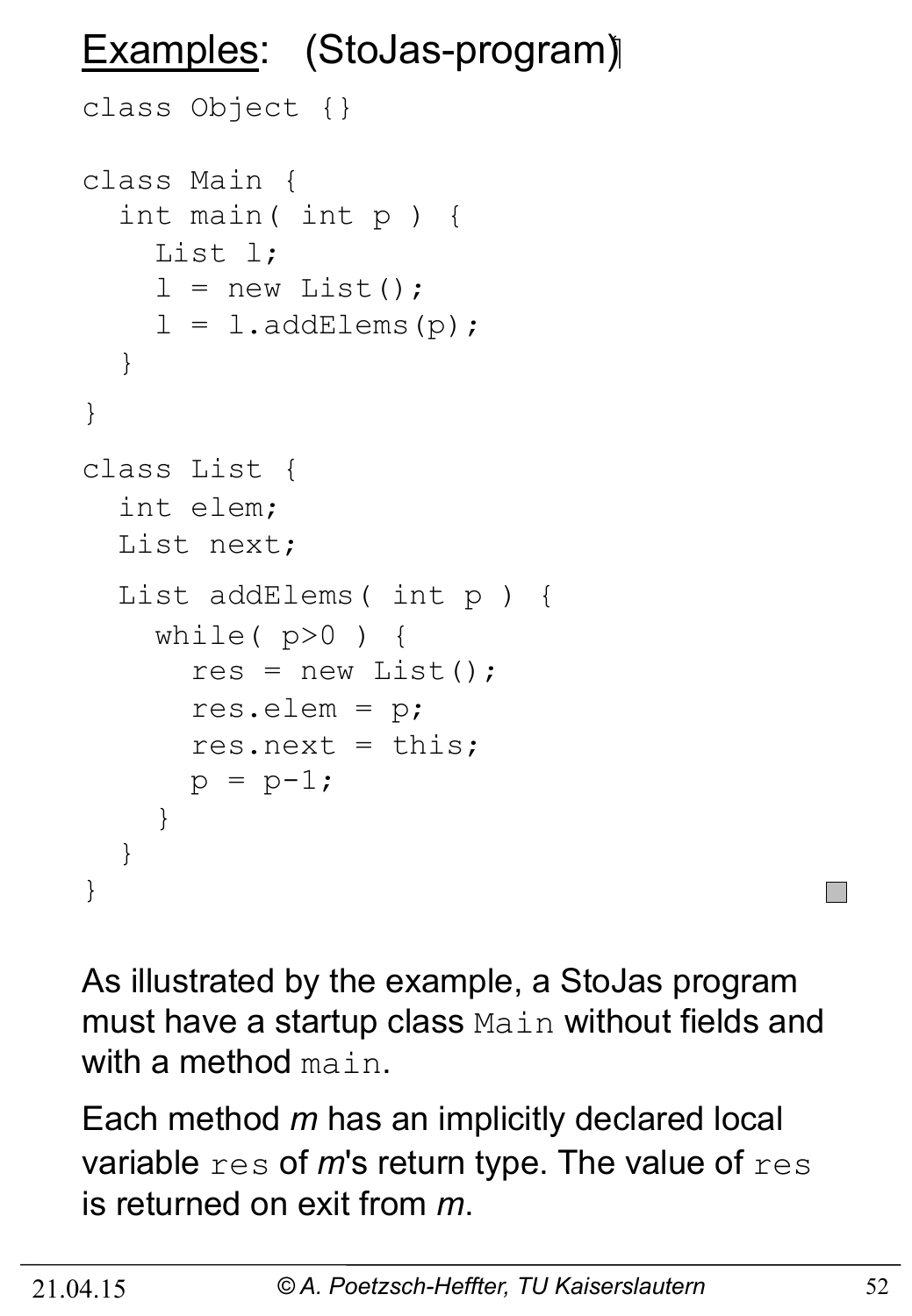# Examples: (StoJas-program)

```
class Object {}

class Main {
  int main( int p ) {
    List l;
    l = new List();
    l = l.addElems(p);
  }
}

class List {
  int elem;
  List next;

  List addElems( int p ) {
    while( p>0 ) {
      res = new List();
      res.elem = p;
      res.next = this;
      p = p-1;
    }
  }
}
```

As illustrated by the example, a StoJas program must have a startup class `Main` without fields and with a method `main`.

Each method *m* has an implicitly declared local variable `res` of *m*'s return type. The value of `res` is returned on exit from *m*.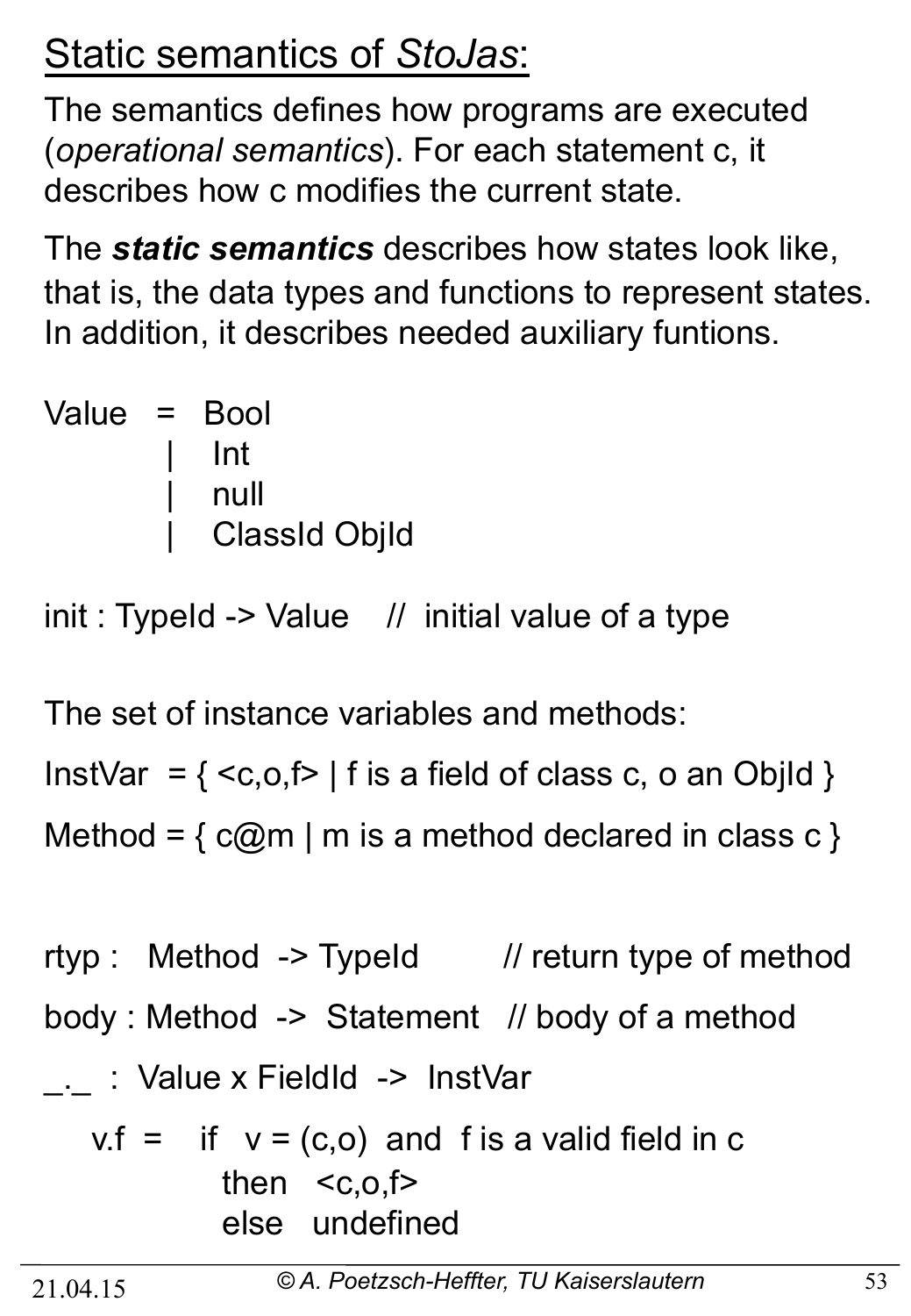## Static semantics of *StoJas*:

The semantics defines how programs are executed (*operational semantics*). For each statement c, it describes how c modifies the current state.

The ***static semantics*** describes how states look like, that is, the data types and functions to represent states. In addition, it describes needed auxiliary funtions.

```
Value  =  Bool
       |  Int
       |  null
       |  ClassId ObjId
```

init : TypeId -> Value    //  initial value of a type

The set of instance variables and methods:

InstVar = { <c,o,f> | f is a field of class c, o an ObjId }

Method = { c@m | m is a method declared in class c }

rtyp :  Method -> TypeId        // return type of method

body : Method -> Statement   // body of a method

_._ : Value x FieldId -> InstVar

```
v.f =   if  v = (c,o)  and  f is a valid field in c
        then  <c,o,f>
        else  undefined
```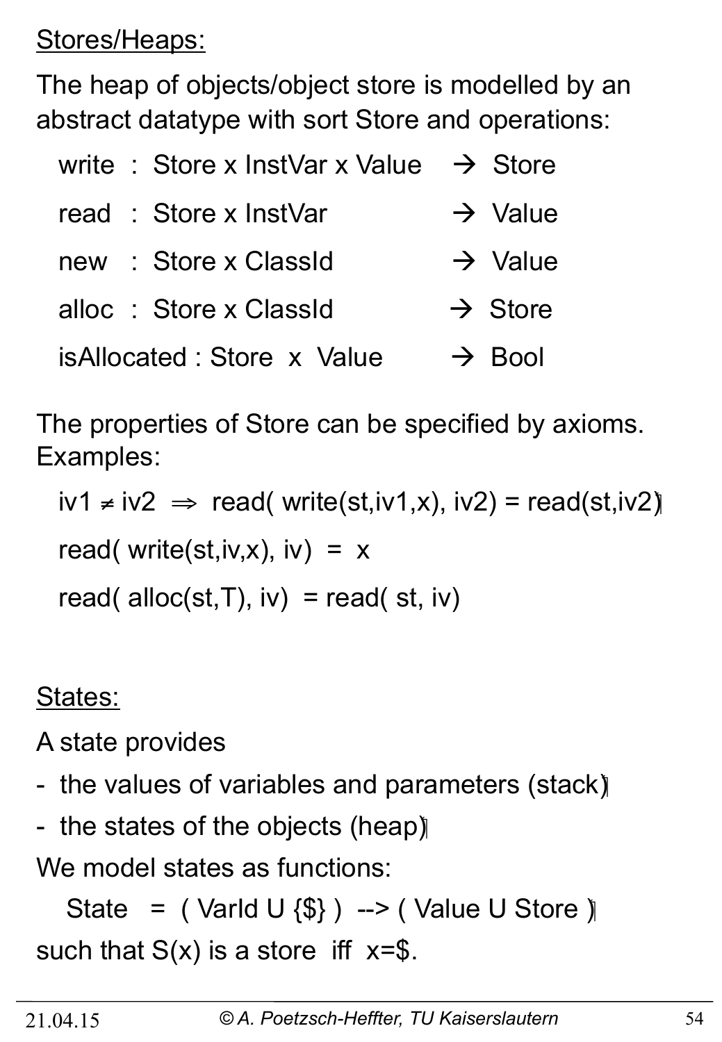## Stores/Heaps:

The heap of objects/object store is modelled by an abstract datatype with sort Store and operations:

- write : Store x InstVar x Value → Store
- read : Store x InstVar → Value
- new : Store x ClassId → Value
- alloc : Store x ClassId → Store
- isAllocated : Store x Value → Bool

The properties of Store can be specified by axioms. Examples:

$$iv1 \neq iv2 \Rightarrow read(write(st,iv1,x), iv2) = read(st,iv2)$$

$$read(write(st,iv,x), iv) = x$$

$$read(alloc(st,T), iv) = read(st, iv)$$

## States:

A state provides

- the values of variables and parameters (stack)
- the states of the objects (heap)

We model states as functions:

State = ( VarId U {$} ) --> ( Value U Store )

such that S(x) is a store iff x=$.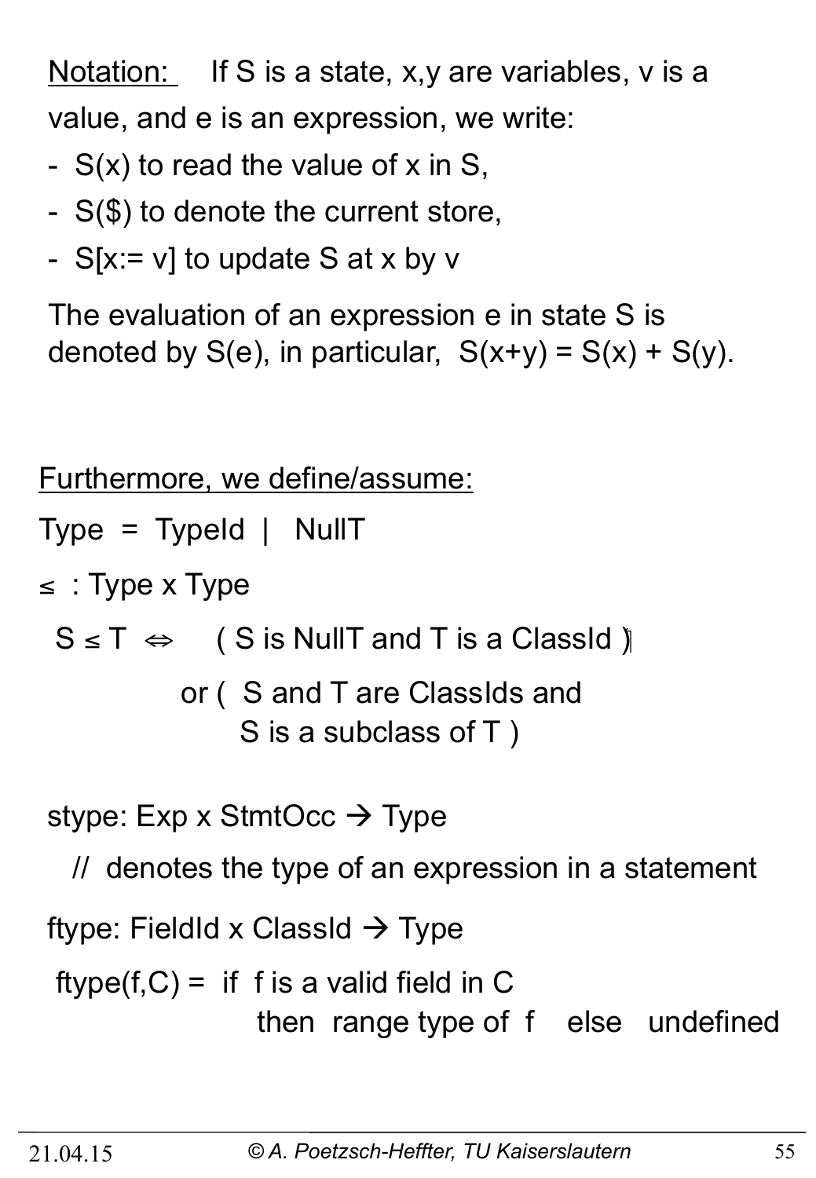<u>Notation:</u> If S is a state, x,y are variables, v is a value, and e is an expression, we write:

- S(x) to read the value of x in S,
- S($) to denote the current store,
- S[x:= v] to update S at x by v

The evaluation of an expression e in state S is denoted by S(e), in particular, S(x+y) = S(x) + S(y).

<u>Furthermore, we define/assume:</u>

Type = TypeId | NullT

≤ : Type x Type

S ≤ T ⇔ ( S is NullT and T is a ClassId )
or ( S and T are ClassIds and S is a subclass of T )

stype: Exp x StmtOcc → Type

// denotes the type of an expression in a statement

ftype: FieldId x ClassId → Type

ftype(f,C) = if f is a valid field in C
then range type of f else undefined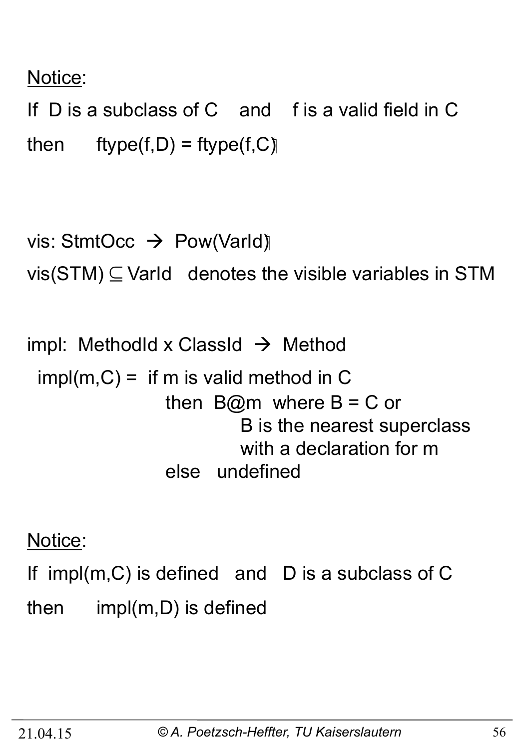<u>Notice</u>:

If D is a subclass of C and f is a valid field in C

then ftype(f,D) = ftype(f,C)

vis: StmtOcc → Pow(VarId)

vis(STM) ⊆ VarId denotes the visible variables in STM

impl: MethodId x ClassId → Method

```
impl(m,C) = if m is valid method in C
            then B@m  where B = C or
                      B is the nearest superclass
                      with a declaration for m
            else  undefined
```

<u>Notice</u>:

If impl(m,C) is defined and D is a subclass of C

then impl(m,D) is defined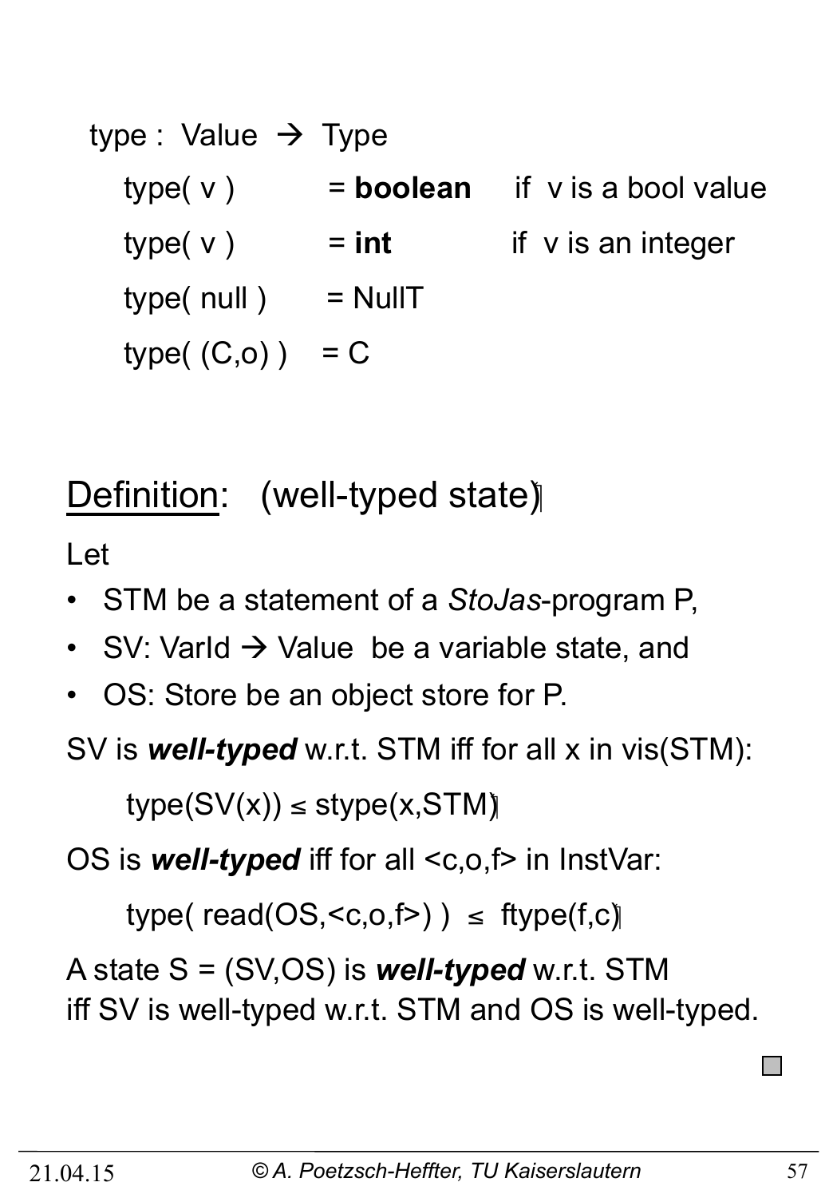type : Value → Type

type( v ) = **boolean** if v is a bool value

type( v ) = **int** if v is an integer

type( null ) = NullT

type( (C,o) ) = C

## Definition: (well-typed state)

Let

- STM be a statement of a *StoJas*-program P,
- SV: VarId → Value be a variable state, and
- OS: Store be an object store for P.

SV is ***well-typed*** w.r.t. STM iff for all x in vis(STM):

$$\text{type}(SV(x)) \leq \text{stype}(x,STM)$$

OS is ***well-typed*** iff for all <c,o,f> in InstVar:

$$\text{type}(\text{ read}(OS,\langle c,o,f\rangle) ) \leq \text{ftype}(f,c)$$

A state S = (SV,OS) is ***well-typed*** w.r.t. STM
iff SV is well-typed w.r.t. STM and OS is well-typed.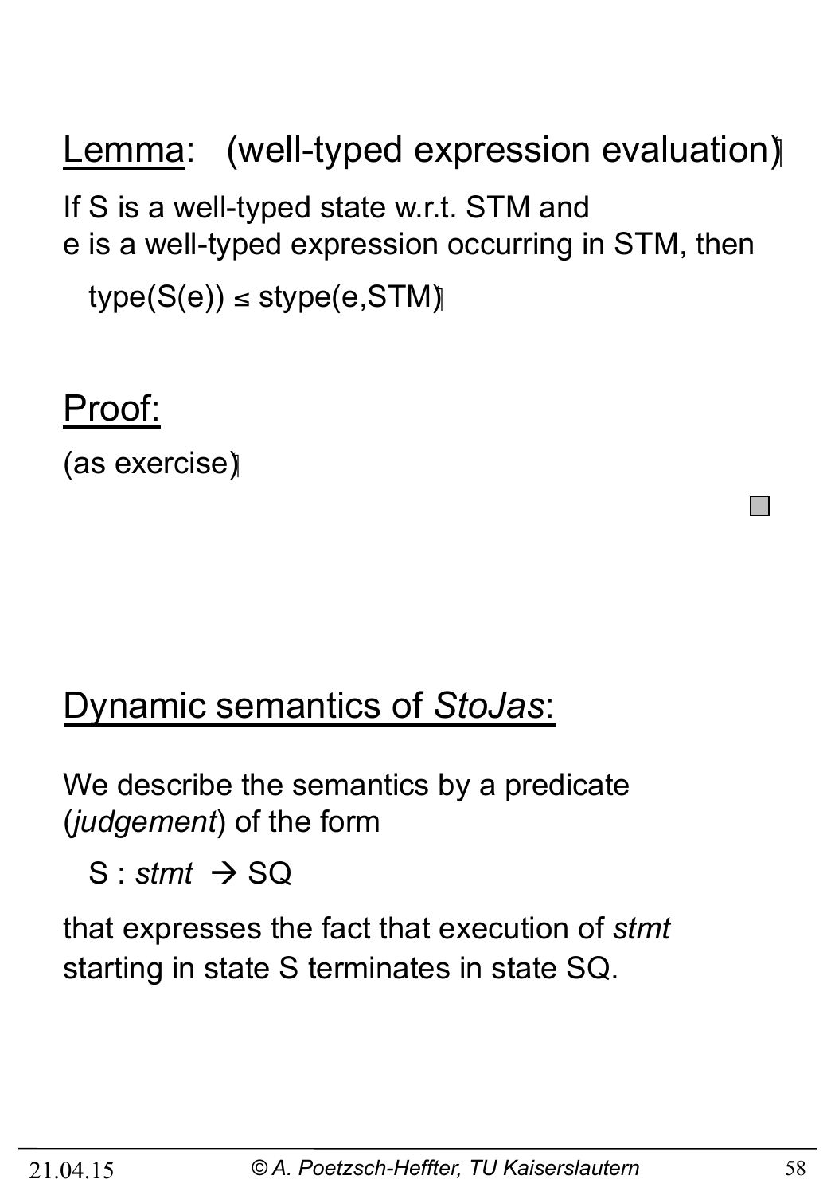## Lemma: (well-typed expression evaluation)

If S is a well-typed state w.r.t. STM and
e is a well-typed expression occurring in STM, then

type(S(e)) ≤ stype(e,STM)

## Proof:

(as exercise)

□

## Dynamic semantics of *StoJas*:

We describe the semantics by a predicate (*judgement*) of the form

S : *stmt* → SQ

that expresses the fact that execution of *stmt* starting in state S terminates in state SQ.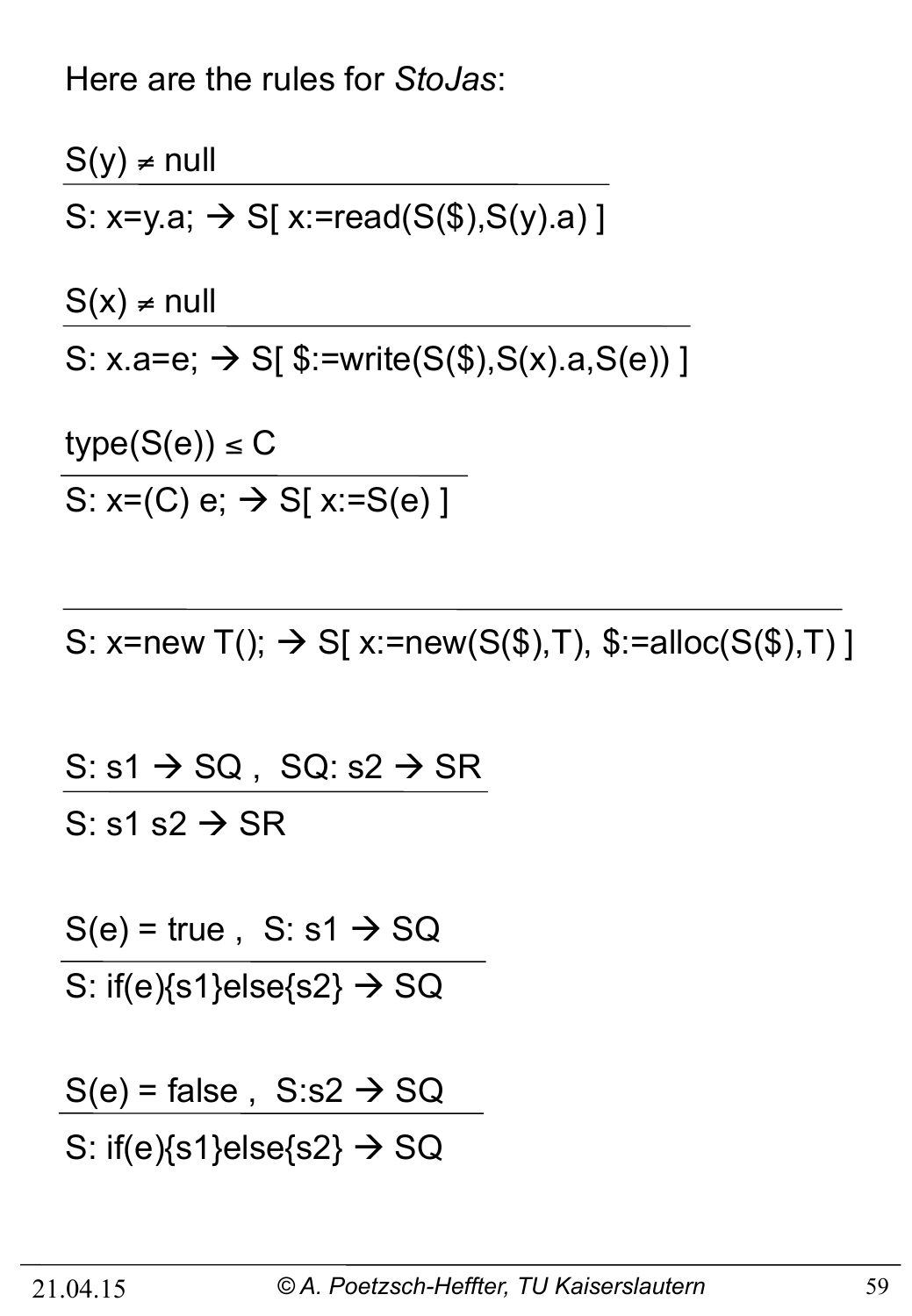Here are the rules for *StoJas*:

$$\frac{S(y) \neq \text{null}}{S\text{: x=y.a; } \rightarrow S[\ x{:=}\text{read}(S(\$),S(y).a)\ ]}$$

$$\frac{S(x) \neq \text{null}}{S\text{: x.a=e; } \rightarrow S[\ \${:=}\text{write}(S(\$),S(x).a,S(e))\ ]}$$

$$\frac{\text{type}(S(e)) \leq C}{S\text{: x=(C) e; } \rightarrow S[\ x{:=}S(e)\ ]}$$

$$\frac{}{S\text{: x=new T(); } \rightarrow S[\ x{:=}\text{new}(S(\$),T),\ \${:=}\text{alloc}(S(\$),T)\ ]}$$

$$\frac{S\text{: s1} \rightarrow SQ\ ,\ \ SQ\text{: s2} \rightarrow SR}{S\text{: s1 s2} \rightarrow SR}$$

$$\frac{S(e) = \text{true}\ ,\ \ S\text{: s1} \rightarrow SQ}{S\text{: if(e)\{s1\}else\{s2\}} \rightarrow SQ}$$

$$\frac{S(e) = \text{false}\ ,\ \ S\text{:s2} \rightarrow SQ}{S\text{: if(e)\{s1\}else\{s2\}} \rightarrow SQ}$$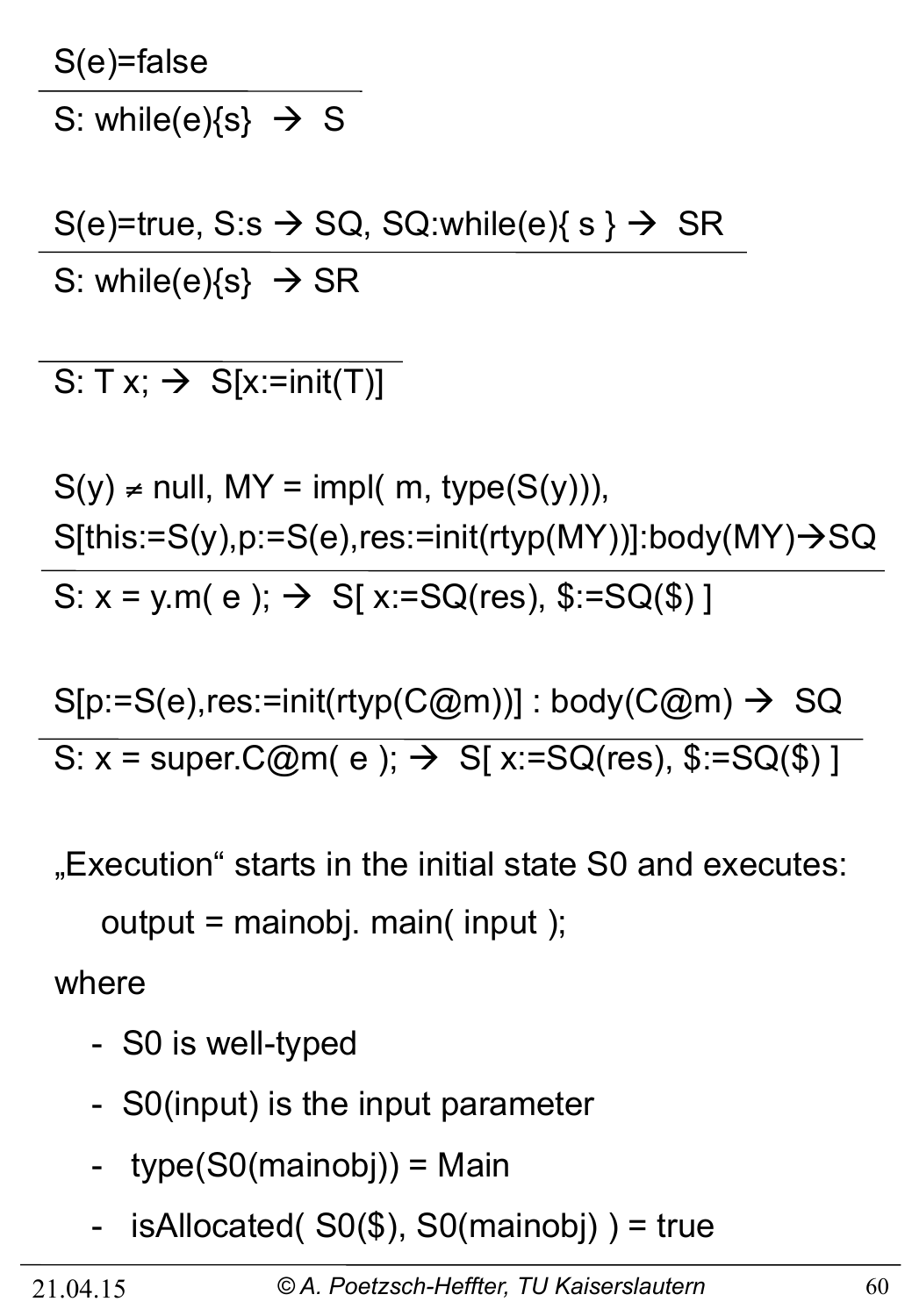$$\frac{S(e)=\text{false}}{S:\ \text{while}(e)\{s\}\ \rightarrow\ S}$$

$$\frac{S(e)=\text{true},\ S{:}s \rightarrow SQ,\ SQ{:}\text{while}(e)\{\ s\ \} \rightarrow\ SR}{S:\ \text{while}(e)\{s\}\ \rightarrow SR}$$

$$\frac{}{S:\ T\ x;\ \rightarrow\ S[x:=\text{init}(T)]}$$

$$\frac{S(y) \neq \text{null},\ MY = \text{impl}(\ m,\ \text{type}(S(y))),\quad S[\text{this}:=S(y),p:=S(e),\text{res}:=\text{init}(\text{rtyp}(MY))]{:}\text{body}(MY) \rightarrow SQ}{S:\ x = y.m(\ e\ );\ \rightarrow\ S[\ x:=SQ(\text{res}),\ \$:=SQ(\$)\ ]}$$

$$\frac{S[p:=S(e),\text{res}:=\text{init}(\text{rtyp}(C@m))]\ :\ \text{body}(C@m)\ \rightarrow\ SQ}{S:\ x = \text{super}.C@m(\ e\ );\ \rightarrow\ S[\ x:=SQ(\text{res}),\ \$:=SQ(\$)\ ]}$$

„Execution“ starts in the initial state S0 and executes:

```
output = mainobj. main( input );
```

where

- S0 is well-typed
- S0(input) is the input parameter
- type(S0(mainobj)) = Main
- isAllocated( S0($), S0(mainobj) ) = true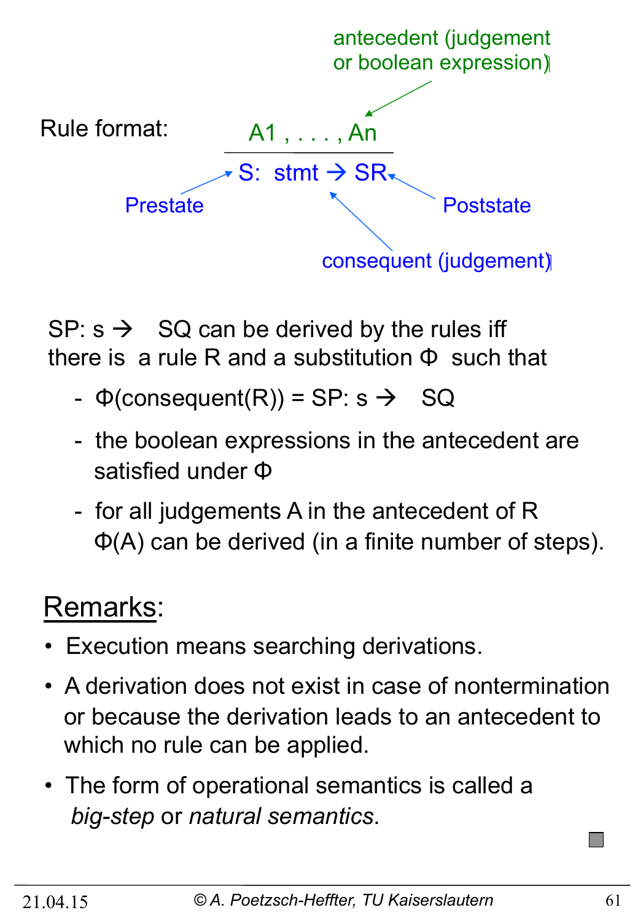Rule format:

antecedent (judgement or boolean expression)

$$\frac{A1 , \ldots , An}{S:\ stmt \rightarrow SR}$$

Prestate

Poststate

consequent (judgement)

SP: s → SQ can be derived by the rules iff there is a rule R and a substitution Φ such that

- Φ(consequent(R)) = SP: s → SQ
- the boolean expressions in the antecedent are satisfied under Φ
- for all judgements A in the antecedent of R Φ(A) can be derived (in a finite number of steps).

## Remarks:

- Execution means searching derivations.
- A derivation does not exist in case of nontermination or because the derivation leads to an antecedent to which no rule can be applied.
- The form of operational semantics is called a *big-step* or *natural semantics*.